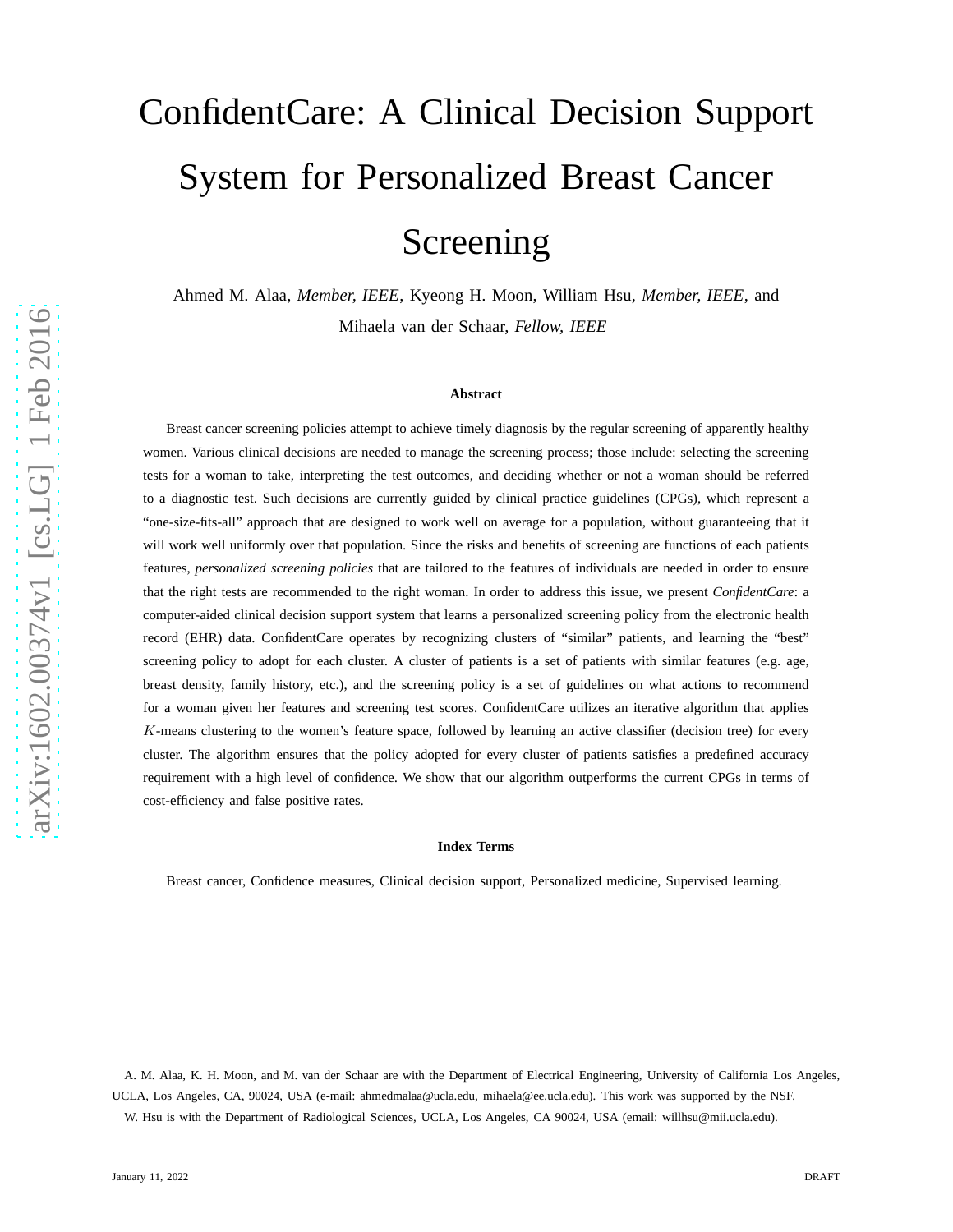# ConfidentCare: A Clinical Decision Support System for Personalized Breast Cancer Screening

Ahmed M. Alaa, *Member, IEEE*, Kyeong H. Moon, William Hsu, *Member, IEEE*, and Mihaela van der Schaar, *Fellow, IEEE*

arXiv:1602.00374v1 [cs.LG] 1 Feb 2016

### Abstract

Breast cancer screening policies attempt to achieve timely diagnosis by the regular screening of apparently healthy women. Various clinical decisions are needed to manage the screening process; those include: selecting the screening tests for a woman to take, interpreting the test outcomes, and deciding whether or not a woman should be referred to a diagnostic test. Such decisions are currently guided by clinical practice guidelines (CPGs), which represent a "one-size-fits-all" approach that are designed to work well on average for a population, without guaranteeing that it will work well uniformly over that population. Since the risks and benefits of screening are functions of each patients features, *personalized screening policies* that are tailored to the features of individuals are needed in order to ensure that the right tests are recommended to the right woman. In order to address this issue, we present *ConfidentCare*: a computer-aided clinical decision support system that learns a personalized screening policy from the electronic health record (EHR) data. ConfidentCare operates by recognizing clusters of "similar" patients, and learning the "best" screening policy to adopt for each cluster. A cluster of patients is a set of patients with similar features (e.g. age, breast density, family history, etc.), and the screening policy is a set of guidelines on what actions to recommend for a woman given her features and screening test scores. ConfidentCare utilizes an iterative algorithm that applies $K$-means clustering to the women's feature space, followed by learning an active classifier (decision tree) for every cluster. The algorithm ensures that the policy adopted for every cluster of patients satisfies a predefined accuracy requirement with a high level of confidence. We show that our algorithm outperforms the current CPGs in terms of cost-efficiency and false positive rates.

### Index Terms

Breast cancer, Confidence measures, Clinical decision support, Personalized medicine, Supervised learning.

A. M. Alaa, K. H. Moon, and M. van der Schaar are with the Department of Electrical Engineering, University of California Los Angeles, UCLA, Los Angeles, CA, 90024, USA (e-mail: ahmedmalaa@ucla.edu, mihaela@ee.ucla.edu). This work was supported by the NSF.

W. Hsu is with the Department of Radiological Sciences, UCLA, Los Angeles, CA 90024, USA (email: willhsu@mii.ucla.edu).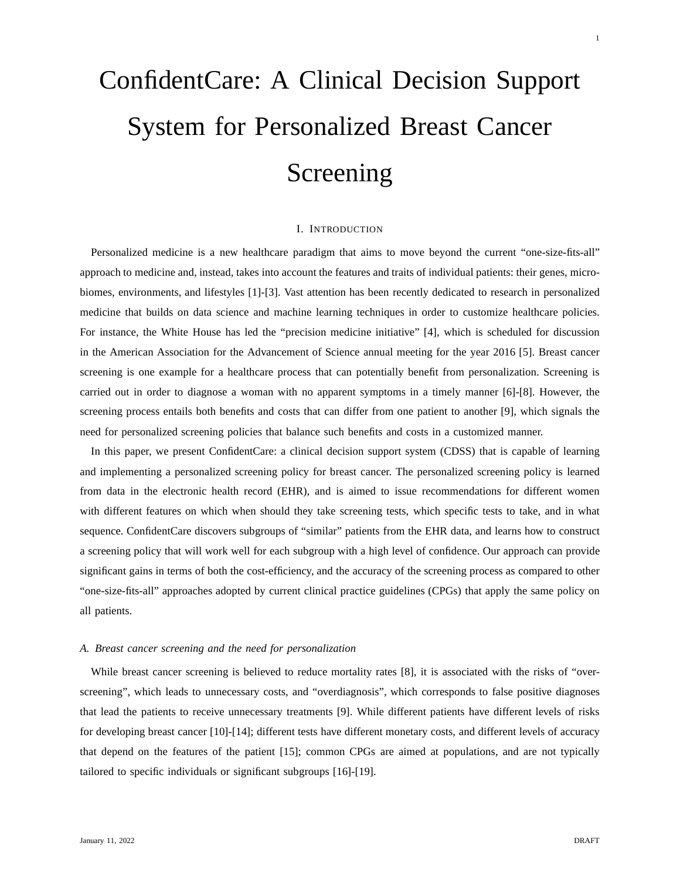# ConfidentCare: A Clinical Decision Support System for Personalized Breast Cancer Screening

## I. Introduction

Personalized medicine is a new healthcare paradigm that aims to move beyond the current "one-size-fits-all" approach to medicine and, instead, takes into account the features and traits of individual patients: their genes, microbiomes, environments, and lifestyles [1]-[3]. Vast attention has been recently dedicated to research in personalized medicine that builds on data science and machine learning techniques in order to customize healthcare policies. For instance, the White House has led the "precision medicine initiative" [4], which is scheduled for discussion in the American Association for the Advancement of Science annual meeting for the year 2016 [5]. Breast cancer screening is one example for a healthcare process that can potentially benefit from personalization. Screening is carried out in order to diagnose a woman with no apparent symptoms in a timely manner [6]-[8]. However, the screening process entails both benefits and costs that can differ from one patient to another [9], which signals the need for personalized screening policies that balance such benefits and costs in a customized manner.

In this paper, we present ConfidentCare: a clinical decision support system (CDSS) that is capable of learning and implementing a personalized screening policy for breast cancer. The personalized screening policy is learned from data in the electronic health record (EHR), and is aimed to issue recommendations for different women with different features on which when should they take screening tests, which specific tests to take, and in what sequence. ConfidentCare discovers subgroups of "similar" patients from the EHR data, and learns how to construct a screening policy that will work well for each subgroup with a high level of confidence. Our approach can provide significant gains in terms of both the cost-efficiency, and the accuracy of the screening process as compared to other "one-size-fits-all" approaches adopted by current clinical practice guidelines (CPGs) that apply the same policy on all patients.

### A. Breast cancer screening and the need for personalization

While breast cancer screening is believed to reduce mortality rates [8], it is associated with the risks of "overscreening", which leads to unnecessary costs, and "overdiagnosis", which corresponds to false positive diagnoses that lead the patients to receive unnecessary treatments [9]. While different patients have different levels of risks for developing breast cancer [10]-[14]; different tests have different monetary costs, and different levels of accuracy that depend on the features of the patient [15]; common CPGs are aimed at populations, and are not typically tailored to specific individuals or significant subgroups [16]-[19].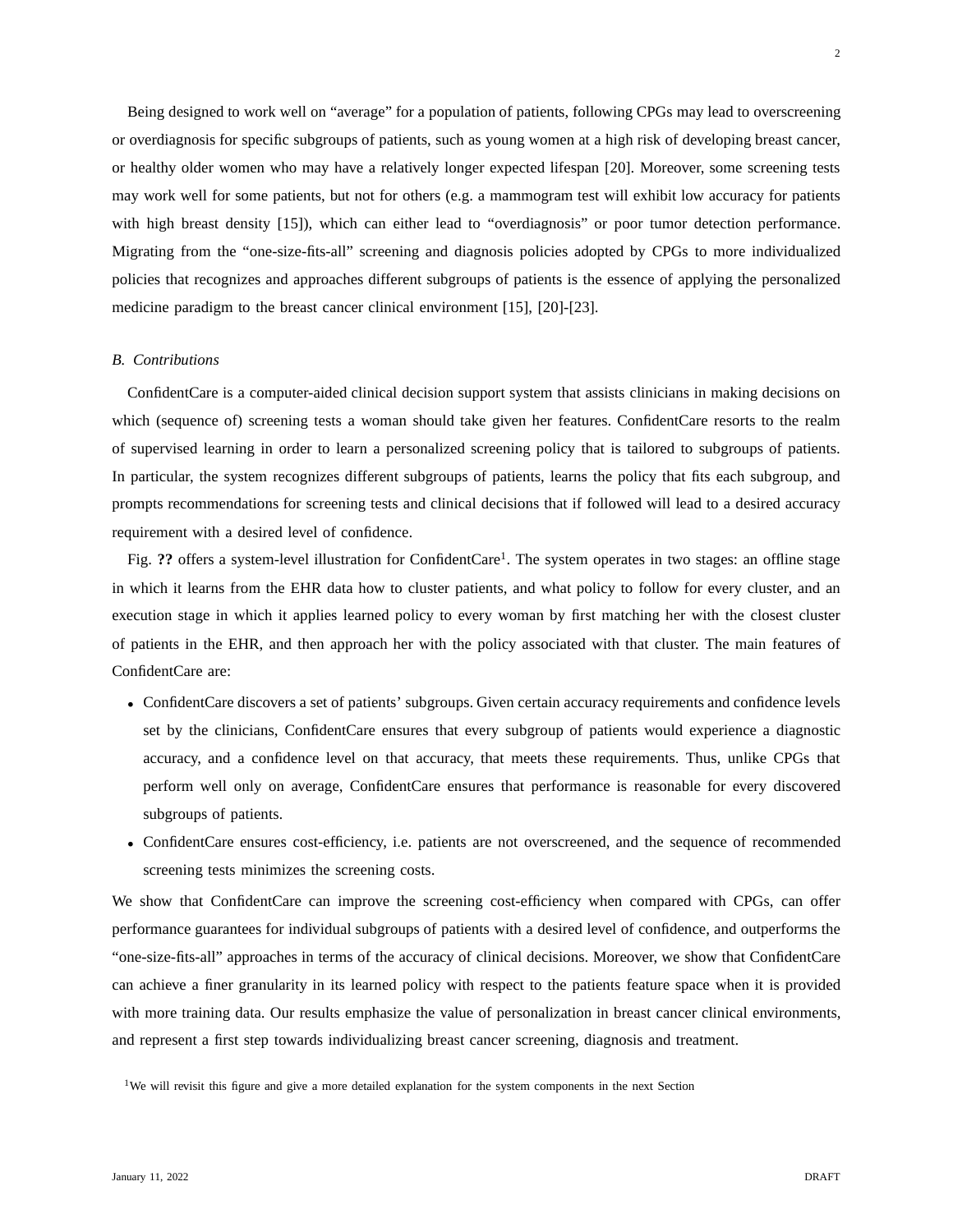Being designed to work well on "average" for a population of patients, following CPGs may lead to overscreening or overdiagnosis for specific subgroups of patients, such as young women at a high risk of developing breast cancer, or healthy older women who may have a relatively longer expected lifespan [20]. Moreover, some screening tests may work well for some patients, but not for others (e.g. a mammogram test will exhibit low accuracy for patients with high breast density [15]), which can either lead to "overdiagnosis" or poor tumor detection performance. Migrating from the "one-size-fits-all" screening and diagnosis policies adopted by CPGs to more individualized policies that recognizes and approaches different subgroups of patients is the essence of applying the personalized medicine paradigm to the breast cancer clinical environment [15], [20]-[23].

### *B. Contributions*

ConfidentCare is a computer-aided clinical decision support system that assists clinicians in making decisions on which (sequence of) screening tests a woman should take given her features. ConfidentCare resorts to the realm of supervised learning in order to learn a personalized screening policy that is tailored to subgroups of patients. In particular, the system recognizes different subgroups of patients, learns the policy that fits each subgroup, and prompts recommendations for screening tests and clinical decisions that if followed will lead to a desired accuracy requirement with a desired level of confidence.

Fig. **??** offers a system-level illustration for ConfidentCare[1]. The system operates in two stages: an offline stage in which it learns from the EHR data how to cluster patients, and what policy to follow for every cluster, and an execution stage in which it applies learned policy to every woman by first matching her with the closest cluster of patients in the EHR, and then approach her with the policy associated with that cluster. The main features of ConfidentCare are:

- ConfidentCare discovers a set of patients' subgroups. Given certain accuracy requirements and confidence levels set by the clinicians, ConfidentCare ensures that every subgroup of patients would experience a diagnostic accuracy, and a confidence level on that accuracy, that meets these requirements. Thus, unlike CPGs that perform well only on average, ConfidentCare ensures that performance is reasonable for every discovered subgroups of patients.
- ConfidentCare ensures cost-efficiency, i.e. patients are not overscreened, and the sequence of recommended screening tests minimizes the screening costs.

We show that ConfidentCare can improve the screening cost-efficiency when compared with CPGs, can offer performance guarantees for individual subgroups of patients with a desired level of confidence, and outperforms the "one-size-fits-all" approaches in terms of the accuracy of clinical decisions. Moreover, we show that ConfidentCare can achieve a finer granularity in its learned policy with respect to the patients feature space when it is provided with more training data. Our results emphasize the value of personalization in breast cancer clinical environments, and represent a first step towards individualizing breast cancer screening, diagnosis and treatment.

[1] We will revisit this figure and give a more detailed explanation for the system components in the next Section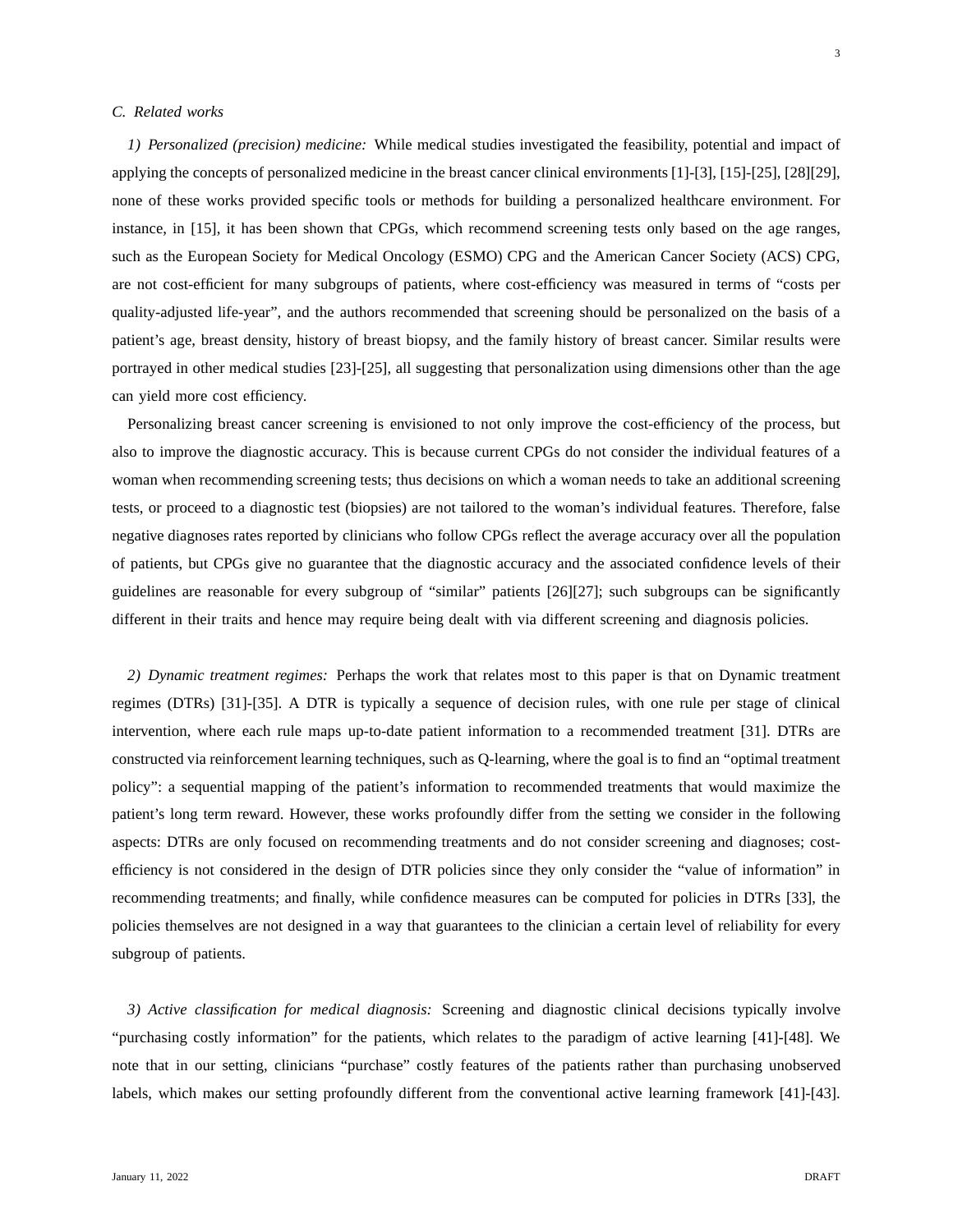### C. Related works

*1) Personalized (precision) medicine:* While medical studies investigated the feasibility, potential and impact of applying the concepts of personalized medicine in the breast cancer clinical environments [1]-[3], [15]-[25], [28][29], none of these works provided specific tools or methods for building a personalized healthcare environment. For instance, in [15], it has been shown that CPGs, which recommend screening tests only based on the age ranges, such as the European Society for Medical Oncology (ESMO) CPG and the American Cancer Society (ACS) CPG, are not cost-efficient for many subgroups of patients, where cost-efficiency was measured in terms of "costs per quality-adjusted life-year", and the authors recommended that screening should be personalized on the basis of a patient's age, breast density, history of breast biopsy, and the family history of breast cancer. Similar results were portrayed in other medical studies [23]-[25], all suggesting that personalization using dimensions other than the age can yield more cost efficiency.

Personalizing breast cancer screening is envisioned to not only improve the cost-efficiency of the process, but also to improve the diagnostic accuracy. This is because current CPGs do not consider the individual features of a woman when recommending screening tests; thus decisions on which a woman needs to take an additional screening tests, or proceed to a diagnostic test (biopsies) are not tailored to the woman's individual features. Therefore, false negative diagnoses rates reported by clinicians who follow CPGs reflect the average accuracy over all the population of patients, but CPGs give no guarantee that the diagnostic accuracy and the associated confidence levels of their guidelines are reasonable for every subgroup of "similar" patients [26][27]; such subgroups can be significantly different in their traits and hence may require being dealt with via different screening and diagnosis policies.

*2) Dynamic treatment regimes:* Perhaps the work that relates most to this paper is that on Dynamic treatment regimes (DTRs) [31]-[35]. A DTR is typically a sequence of decision rules, with one rule per stage of clinical intervention, where each rule maps up-to-date patient information to a recommended treatment [31]. DTRs are constructed via reinforcement learning techniques, such as Q-learning, where the goal is to find an "optimal treatment policy": a sequential mapping of the patient's information to recommended treatments that would maximize the patient's long term reward. However, these works profoundly differ from the setting we consider in the following aspects: DTRs are only focused on recommending treatments and do not consider screening and diagnoses; cost-efficiency is not considered in the design of DTR policies since they only consider the "value of information" in recommending treatments; and finally, while confidence measures can be computed for policies in DTRs [33], the policies themselves are not designed in a way that guarantees to the clinician a certain level of reliability for every subgroup of patients.

*3) Active classification for medical diagnosis:* Screening and diagnostic clinical decisions typically involve "purchasing costly information" for the patients, which relates to the paradigm of active learning [41]-[48]. We note that in our setting, clinicians "purchase" costly features of the patients rather than purchasing unobserved labels, which makes our setting profoundly different from the conventional active learning framework [41]-[43].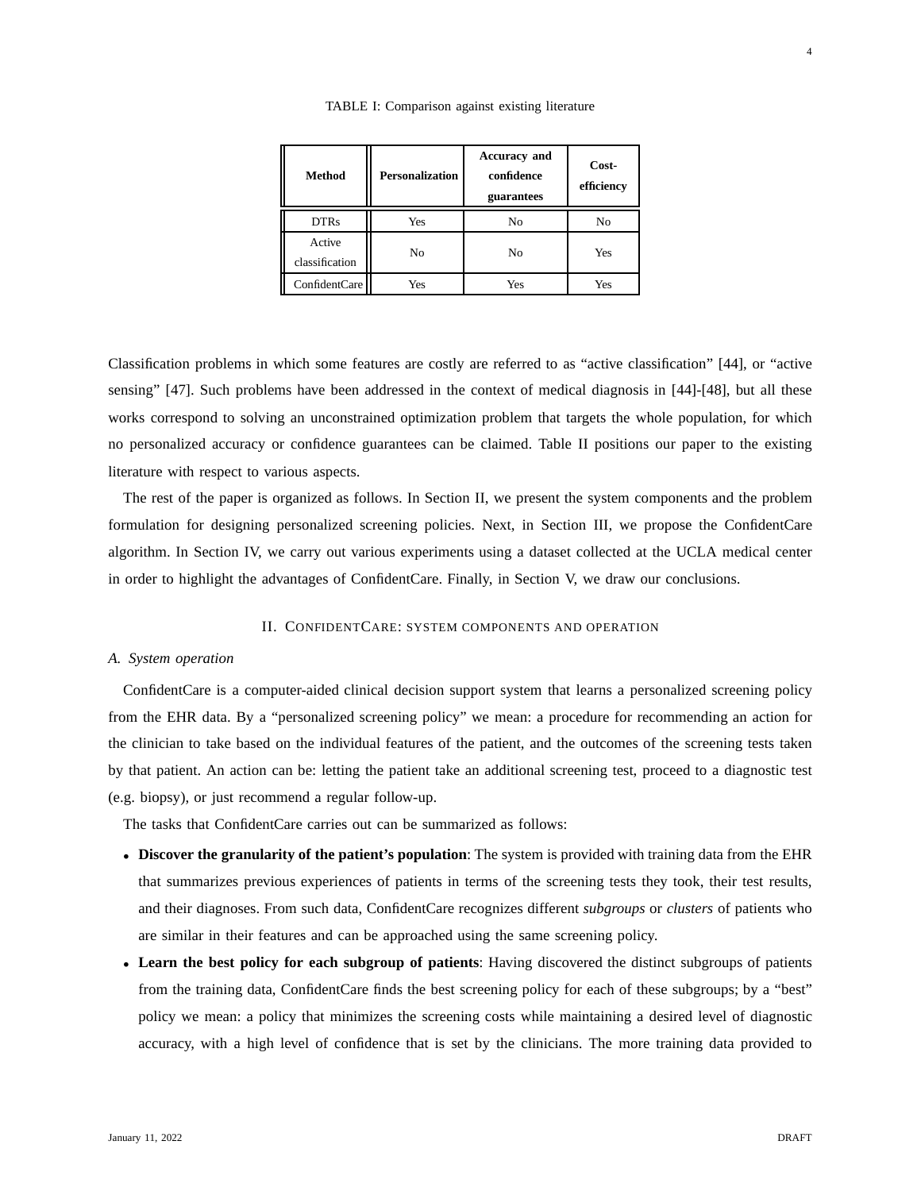TABLE I: Comparison against existing literature

| Method | Personalization | Accuracy and confidence guarantees | Cost-efficiency |
| --- | --- | --- | --- |
| DTRs | Yes | No | No |
| Active classification | No | No | Yes |
| ConfidentCare | Yes | Yes | Yes |

Classification problems in which some features are costly are referred to as "active classification" [44], or "active sensing" [47]. Such problems have been addressed in the context of medical diagnosis in [44]-[48], but all these works correspond to solving an unconstrained optimization problem that targets the whole population, for which no personalized accuracy or confidence guarantees can be claimed. Table II positions our paper to the existing literature with respect to various aspects.

The rest of the paper is organized as follows. In Section II, we present the system components and the problem formulation for designing personalized screening policies. Next, in Section III, we propose the ConfidentCare algorithm. In Section IV, we carry out various experiments using a dataset collected at the UCLA medical center in order to highlight the advantages of ConfidentCare. Finally, in Section V, we draw our conclusions.

## II. ConfidentCare: system components and operation

### A. System operation

ConfidentCare is a computer-aided clinical decision support system that learns a personalized screening policy from the EHR data. By a "personalized screening policy" we mean: a procedure for recommending an action for the clinician to take based on the individual features of the patient, and the outcomes of the screening tests taken by that patient. An action can be: letting the patient take an additional screening test, proceed to a diagnostic test (e.g. biopsy), or just recommend a regular follow-up.

The tasks that ConfidentCare carries out can be summarized as follows:

- **Discover the granularity of the patient's population**: The system is provided with training data from the EHR that summarizes previous experiences of patients in terms of the screening tests they took, their test results, and their diagnoses. From such data, ConfidentCare recognizes different *subgroups* or *clusters* of patients who are similar in their features and can be approached using the same screening policy.
- **Learn the best policy for each subgroup of patients**: Having discovered the distinct subgroups of patients from the training data, ConfidentCare finds the best screening policy for each of these subgroups; by a "best" policy we mean: a policy that minimizes the screening costs while maintaining a desired level of diagnostic accuracy, with a high level of confidence that is set by the clinicians. The more training data provided to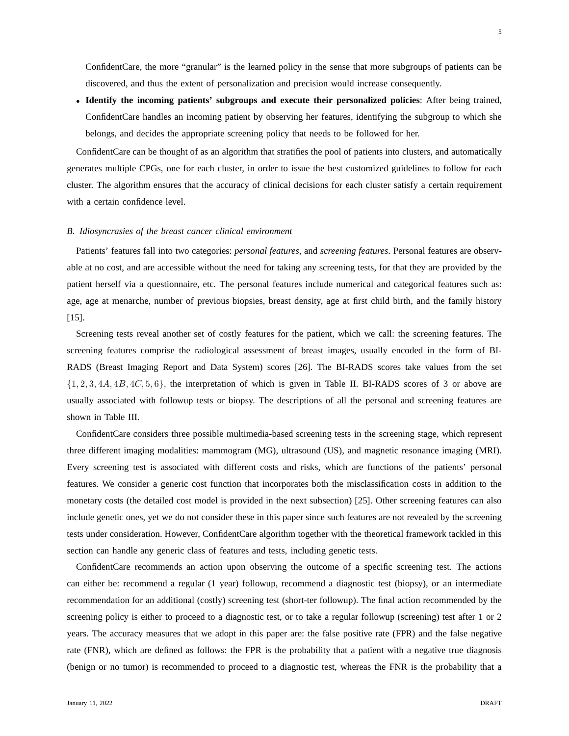ConfidentCare, the more "granular" is the learned policy in the sense that more subgroups of patients can be discovered, and thus the extent of personalization and precision would increase consequently.

- **Identify the incoming patients' subgroups and execute their personalized policies**: After being trained, ConfidentCare handles an incoming patient by observing her features, identifying the subgroup to which she belongs, and decides the appropriate screening policy that needs to be followed for her.

ConfidentCare can be thought of as an algorithm that stratifies the pool of patients into clusters, and automatically generates multiple CPGs, one for each cluster, in order to issue the best customized guidelines to follow for each cluster. The algorithm ensures that the accuracy of clinical decisions for each cluster satisfy a certain requirement with a certain confidence level.

### *B. Idiosyncrasies of the breast cancer clinical environment*

Patients' features fall into two categories: *personal features*, and *screening features*. Personal features are observable at no cost, and are accessible without the need for taking any screening tests, for that they are provided by the patient herself via a questionnaire, etc. The personal features include numerical and categorical features such as: age, age at menarche, number of previous biopsies, breast density, age at first child birth, and the family history [15].

Screening tests reveal another set of costly features for the patient, which we call: the screening features. The screening features comprise the radiological assessment of breast images, usually encoded in the form of BI-RADS (Breast Imaging Report and Data System) scores [26]. The BI-RADS scores take values from the set $\{1, 2, 3, 4A, 4B, 4C, 5, 6\}$, the interpretation of which is given in Table II. BI-RADS scores of 3 or above are usually associated with followup tests or biopsy. The descriptions of all the personal and screening features are shown in Table III.

ConfidentCare considers three possible multimedia-based screening tests in the screening stage, which represent three different imaging modalities: mammogram (MG), ultrasound (US), and magnetic resonance imaging (MRI). Every screening test is associated with different costs and risks, which are functions of the patients' personal features. We consider a generic cost function that incorporates both the misclassification costs in addition to the monetary costs (the detailed cost model is provided in the next subsection) [25]. Other screening features can also include genetic ones, yet we do not consider these in this paper since such features are not revealed by the screening tests under consideration. However, ConfidentCare algorithm together with the theoretical framework tackled in this section can handle any generic class of features and tests, including genetic tests.

ConfidentCare recommends an action upon observing the outcome of a specific screening test. The actions can either be: recommend a regular (1 year) followup, recommend a diagnostic test (biopsy), or an intermediate recommendation for an additional (costly) screening test (short-ter followup). The final action recommended by the screening policy is either to proceed to a diagnostic test, or to take a regular followup (screening) test after 1 or 2 years. The accuracy measures that we adopt in this paper are: the false positive rate (FPR) and the false negative rate (FNR), which are defined as follows: the FPR is the probability that a patient with a negative true diagnosis (benign or no tumor) is recommended to proceed to a diagnostic test, whereas the FNR is the probability that a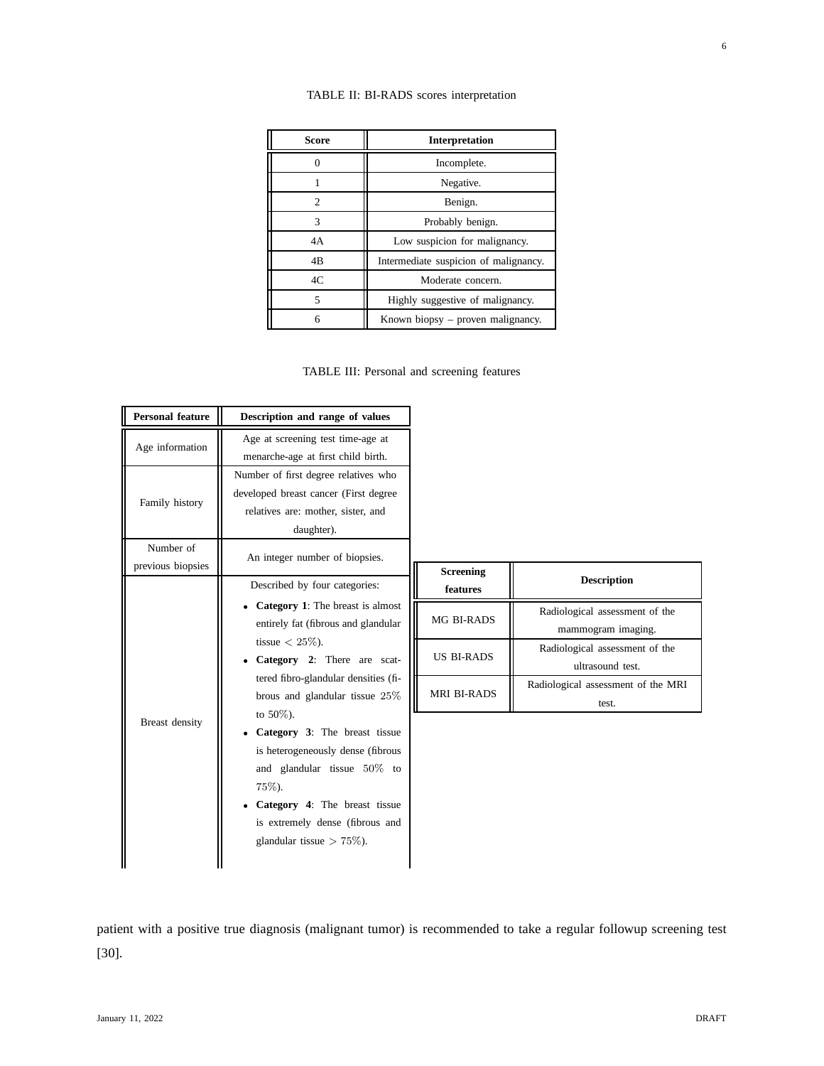TABLE II: BI-RADS scores interpretation

| Score | Interpretation |
|---|---|
| 0 | Incomplete. |
| 1 | Negative. |
| 2 | Benign. |
| 3 | Probably benign. |
| 4A | Low suspicion for malignancy. |
| 4B | Intermediate suspicion of malignancy. |
| 4C | Moderate concern. |
| 5 | Highly suggestive of malignancy. |
| 6 | Known biopsy – proven malignancy. |

TABLE III: Personal and screening features

| Personal feature | Description and range of values |
|---|---|
| Age information | Age at screening test time-age at menarche-age at first child birth. |
| Family history | Number of first degree relatives who developed breast cancer (First degree relatives are: mother, sister, and daughter). |
| Number of previous biopsies | An integer number of biopsies. |
| Breast density | Described by four categories: <br> • **Category 1**: The breast is almost entirely fat (fibrous and glandular tissue $< 25\%$). <br> • **Category 2**: There are scattered fibro-glandular densities (fibrous and glandular tissue $25\%$ to $50\%$). <br> • **Category 3**: The breast tissue is heterogeneously dense (fibrous and glandular tissue $50\%$ to $75\%$). <br> • **Category 4**: The breast tissue is extremely dense (fibrous and glandular tissue $> 75\%$). |

| Screening features | Description |
|---|---|
| MG BI-RADS | Radiological assessment of the mammogram imaging. |
| US BI-RADS | Radiological assessment of the ultrasound test. |
| MRI BI-RADS | Radiological assessment of the MRI test. |

patient with a positive true diagnosis (malignant tumor) is recommended to take a regular followup screening test [30].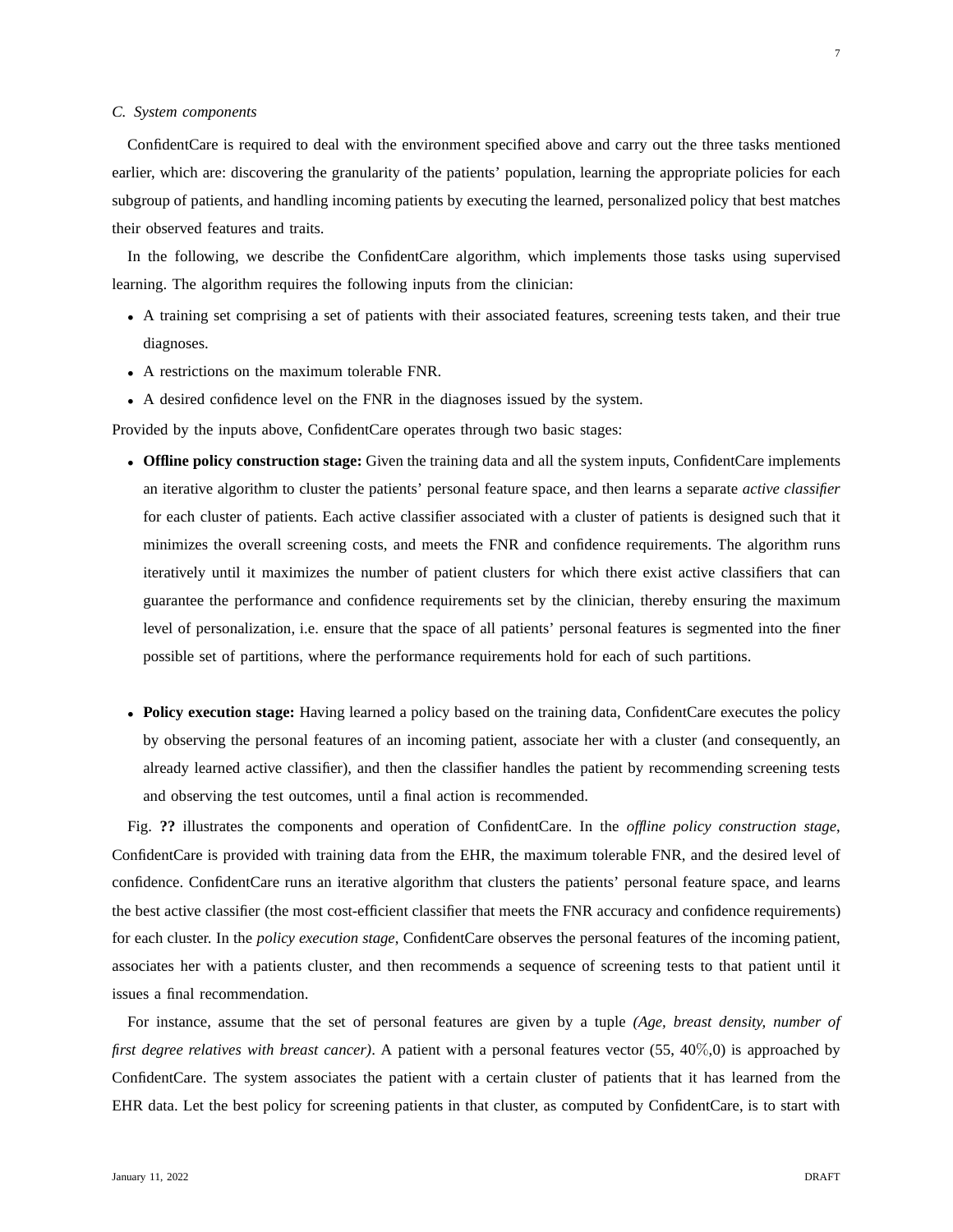### C. System components

ConfidentCare is required to deal with the environment specified above and carry out the three tasks mentioned earlier, which are: discovering the granularity of the patients' population, learning the appropriate policies for each subgroup of patients, and handling incoming patients by executing the learned, personalized policy that best matches their observed features and traits.

In the following, we describe the ConfidentCare algorithm, which implements those tasks using supervised learning. The algorithm requires the following inputs from the clinician:

- A training set comprising a set of patients with their associated features, screening tests taken, and their true diagnoses.
- A restrictions on the maximum tolerable FNR.
- A desired confidence level on the FNR in the diagnoses issued by the system.

Provided by the inputs above, ConfidentCare operates through two basic stages:

- **Offline policy construction stage:** Given the training data and all the system inputs, ConfidentCare implements an iterative algorithm to cluster the patients' personal feature space, and then learns a separate *active classifier* for each cluster of patients. Each active classifier associated with a cluster of patients is designed such that it minimizes the overall screening costs, and meets the FNR and confidence requirements. The algorithm runs iteratively until it maximizes the number of patient clusters for which there exist active classifiers that can guarantee the performance and confidence requirements set by the clinician, thereby ensuring the maximum level of personalization, i.e. ensure that the space of all patients' personal features is segmented into the finer possible set of partitions, where the performance requirements hold for each of such partitions.

- **Policy execution stage:** Having learned a policy based on the training data, ConfidentCare executes the policy by observing the personal features of an incoming patient, associate her with a cluster (and consequently, an already learned active classifier), and then the classifier handles the patient by recommending screening tests and observing the test outcomes, until a final action is recommended.

Fig. **??** illustrates the components and operation of ConfidentCare. In the *offline policy construction stage*, ConfidentCare is provided with training data from the EHR, the maximum tolerable FNR, and the desired level of confidence. ConfidentCare runs an iterative algorithm that clusters the patients' personal feature space, and learns the best active classifier (the most cost-efficient classifier that meets the FNR accuracy and confidence requirements) for each cluster. In the *policy execution stage*, ConfidentCare observes the personal features of the incoming patient, associates her with a patients cluster, and then recommends a sequence of screening tests to that patient until it issues a final recommendation.

For instance, assume that the set of personal features are given by a tuple *(Age, breast density, number of first degree relatives with breast cancer)*. A patient with a personal features vector (55, 40%,0) is approached by ConfidentCare. The system associates the patient with a certain cluster of patients that it has learned from the EHR data. Let the best policy for screening patients in that cluster, as computed by ConfidentCare, is to start with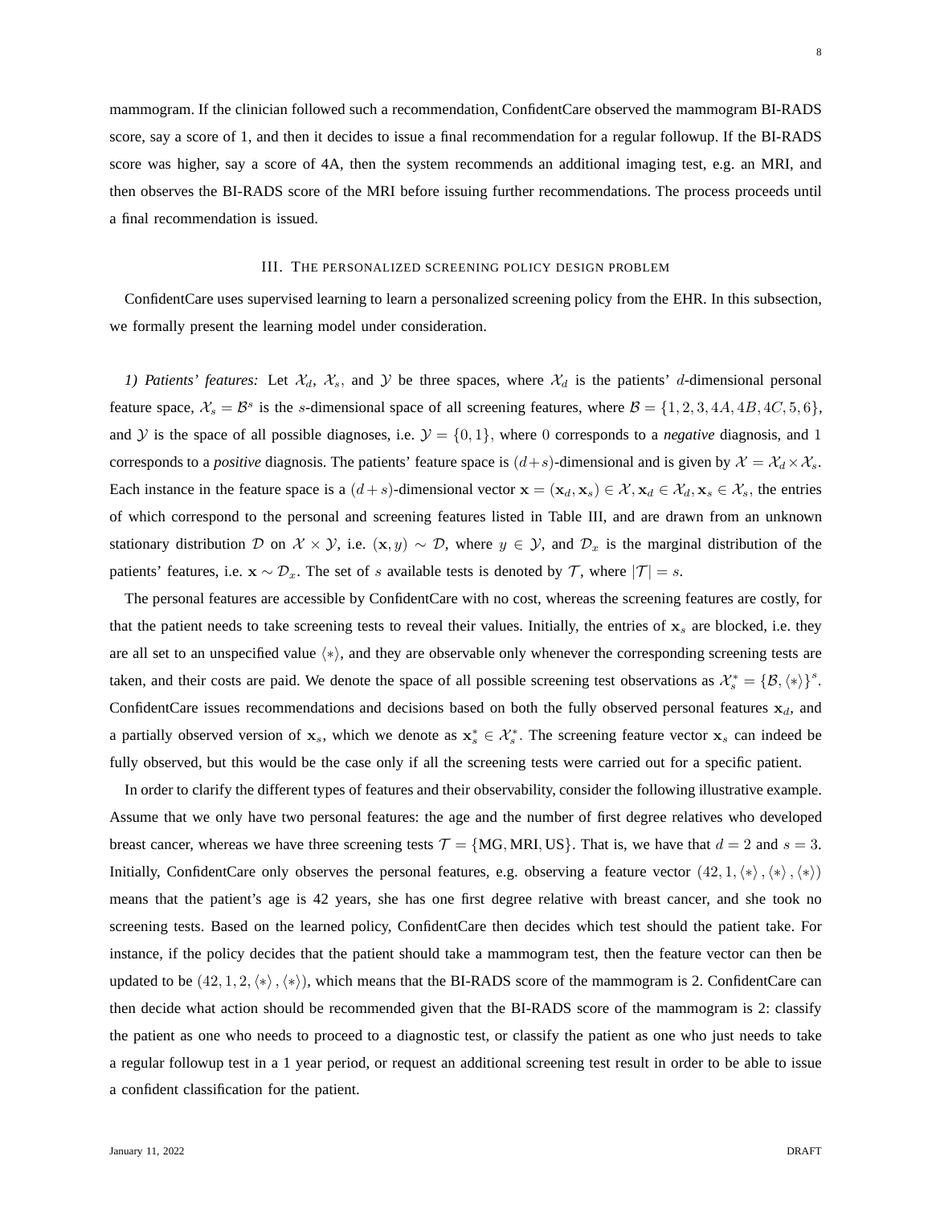mammogram. If the clinician followed such a recommendation, ConfidentCare observed the mammogram BI-RADS score, say a score of 1, and then it decides to issue a final recommendation for a regular followup. If the BI-RADS score was higher, say a score of 4A, then the system recommends an additional imaging test, e.g. an MRI, and then observes the BI-RADS score of the MRI before issuing further recommendations. The process proceeds until a final recommendation is issued.

## III. The personalized screening policy design problem

ConfidentCare uses supervised learning to learn a personalized screening policy from the EHR. In this subsection, we formally present the learning model under consideration.

*1) Patients' features:* Let $\mathcal{X}_d$, $\mathcal{X}_s$, and $\mathcal{Y}$ be three spaces, where $\mathcal{X}_d$ is the patients' $d$-dimensional personal feature space, $\mathcal{X}_s = \mathcal{B}^s$ is the $s$-dimensional space of all screening features, where $\mathcal{B} = \{1, 2, 3, 4A, 4B, 4C, 5, 6\}$, and $\mathcal{Y}$ is the space of all possible diagnoses, i.e. $\mathcal{Y} = \{0, 1\}$, where $0$ corresponds to a ***negative*** diagnosis, and $1$ corresponds to a ***positive*** diagnosis. The patients' feature space is $(d+s)$-dimensional and is given by $\mathcal{X} = \mathcal{X}_d \times \mathcal{X}_s$. Each instance in the feature space is a $(d+s)$-dimensional vector $\mathbf{x} = (\mathbf{x}_d, \mathbf{x}_s) \in \mathcal{X}, \mathbf{x}_d \in \mathcal{X}_d, \mathbf{x}_s \in \mathcal{X}_s$, the entries of which correspond to the personal and screening features listed in Table III, and are drawn from an unknown stationary distribution $\mathcal{D}$ on $\mathcal{X} \times \mathcal{Y}$, i.e. $(\mathbf{x}, y) \sim \mathcal{D}$, where $y \in \mathcal{Y}$, and $\mathcal{D}_x$ is the marginal distribution of the patients' features, i.e. $\mathbf{x} \sim \mathcal{D}_x$. The set of $s$ available tests is denoted by $\mathcal{T}$, where $|\mathcal{T}| = s$.

The personal features are accessible by ConfidentCare with no cost, whereas the screening features are costly, for that the patient needs to take screening tests to reveal their values. Initially, the entries of $\mathbf{x}_s$ are blocked, i.e. they are all set to an unspecified value $\langle * \rangle$, and they are observable only whenever the corresponding screening tests are taken, and their costs are paid. We denote the space of all possible screening test observations as $\mathcal{X}_s^* = \{\mathcal{B}, \langle * \rangle\}^s$. ConfidentCare issues recommendations and decisions based on both the fully observed personal features $\mathbf{x}_d$, and a partially observed version of $\mathbf{x}_s$, which we denote as $\mathbf{x}_s^* \in \mathcal{X}_s^*$. The screening feature vector $\mathbf{x}_s$ can indeed be fully observed, but this would be the case only if all the screening tests were carried out for a specific patient.

In order to clarify the different types of features and their observability, consider the following illustrative example. Assume that we only have two personal features: the age and the number of first degree relatives who developed breast cancer, whereas we have three screening tests $\mathcal{T} = \{\text{MG}, \text{MRI}, \text{US}\}$. That is, we have that $d = 2$ and $s = 3$. Initially, ConfidentCare only observes the personal features, e.g. observing a feature vector $(42, 1, \langle * \rangle, \langle * \rangle, \langle * \rangle)$ means that the patient's age is 42 years, she has one first degree relative with breast cancer, and she took no screening tests. Based on the learned policy, ConfidentCare then decides which test should the patient take. For instance, if the policy decides that the patient should take a mammogram test, then the feature vector can then be updated to be $(42, 1, 2, \langle * \rangle, \langle * \rangle)$, which means that the BI-RADS score of the mammogram is 2. ConfidentCare can then decide what action should be recommended given that the BI-RADS score of the mammogram is 2: classify the patient as one who needs to proceed to a diagnostic test, or classify the patient as one who just needs to take a regular followup test in a 1 year period, or request an additional screening test result in order to be able to issue a confident classification for the patient.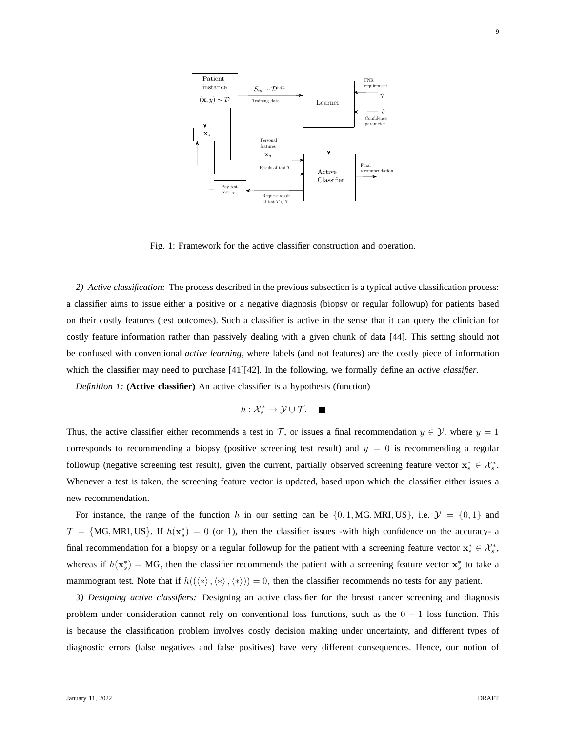Fig. 1: Framework for the active classifier construction and operation.

*2) Active classification:* The process described in the previous subsection is a typical active classification process: a classifier aims to issue either a positive or a negative diagnosis (biopsy or regular followup) for patients based on their costly features (test outcomes). Such a classifier is active in the sense that it can query the clinician for costly feature information rather than passively dealing with a given chunk of data [44]. This setting should not be confused with conventional *active learning*, where labels (and not features) are the costly piece of information which the classifier may need to purchase [41][42]. In the following, we formally define an *active classifier*.

*Definition 1:* **(Active classifier)** An active classifier is a hypothesis (function)

$$h : \mathcal{X}_s^* \rightarrow \mathcal{Y} \cup \mathcal{T}. \quad \blacksquare$$

Thus, the active classifier either recommends a test in $\mathcal{T}$, or issues a final recommendation $y \in \mathcal{Y}$, where $y = 1$ corresponds to recommending a biopsy (positive screening test result) and $y = 0$ is recommending a regular followup (negative screening test result), given the current, partially observed screening feature vector $\mathbf{x}_s^* \in \mathcal{X}_s^*$. Whenever a test is taken, the screening feature vector is updated, based upon which the classifier either issues a new recommendation.

For instance, the range of the function $h$ in our setting can be $\{0, 1, \text{MG}, \text{MRI}, \text{US}\}$, i.e. $\mathcal{Y} = \{0, 1\}$ and $\mathcal{T} = \{\text{MG}, \text{MRI}, \text{US}\}$. If $h(\mathbf{x}_s^*) = 0$ (or 1), then the classifier issues -with high confidence on the accuracy- a final recommendation for a biopsy or a regular followup for the patient with a screening feature vector $\mathbf{x}_s^* \in \mathcal{X}_s^*$, whereas if $h(\mathbf{x}_s^*) = \text{MG}$, then the classifier recommends the patient with a screening feature vector $\mathbf{x}_s^*$ to take a mammogram test. Note that if $h((\langle * \rangle, \langle * \rangle, \langle * \rangle)) = 0$, then the classifier recommends no tests for any patient.

*3) Designing active classifiers:* Designing an active classifier for the breast cancer screening and diagnosis problem under consideration cannot rely on conventional loss functions, such as the $0-1$ loss function. This is because the classification problem involves costly decision making under uncertainty, and different types of diagnostic errors (false negatives and false positives) have very different consequences. Hence, our notion of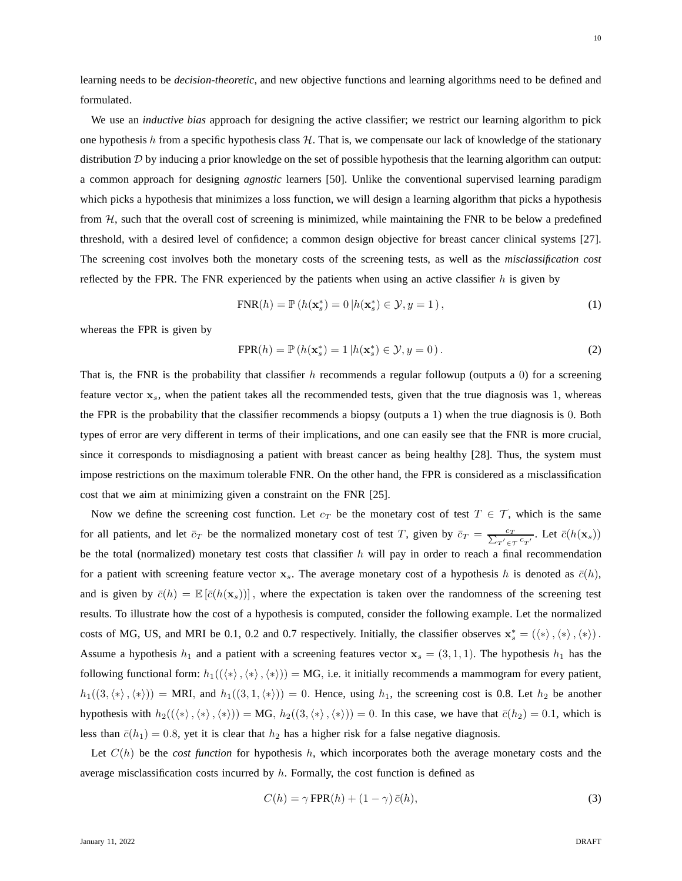learning needs to be *decision-theoretic*, and new objective functions and learning algorithms need to be defined and formulated.

We use an *inductive bias* approach for designing the active classifier; we restrict our learning algorithm to pick one hypothesis $h$ from a specific hypothesis class $\mathcal{H}$. That is, we compensate our lack of knowledge of the stationary distribution $\mathcal{D}$ by inducing a prior knowledge on the set of possible hypothesis that the learning algorithm can output: a common approach for designing *agnostic* learners [50]. Unlike the conventional supervised learning paradigm which picks a hypothesis that minimizes a loss function, we will design a learning algorithm that picks a hypothesis from $\mathcal{H}$, such that the overall cost of screening is minimized, while maintaining the FNR to be below a predefined threshold, with a desired level of confidence; a common design objective for breast cancer clinical systems [27]. The screening cost involves both the monetary costs of the screening tests, as well as the *misclassification cost* reflected by the FPR. The FNR experienced by the patients when using an active classifier $h$ is given by

$$\text{FNR}(h) = \mathbb{P}\left(h(\mathbf{x}_s^*) = 0 \,|h(\mathbf{x}_s^*) \in \mathcal{Y}, y = 1\right), \tag{1}$$

whereas the FPR is given by

$$\text{FPR}(h) = \mathbb{P}\left(h(\mathbf{x}_s^*) = 1 \,|h(\mathbf{x}_s^*) \in \mathcal{Y}, y = 0\right). \tag{2}$$

That is, the FNR is the probability that classifier $h$ recommends a regular followup (outputs a $0$) for a screening feature vector $\mathbf{x}_s$, when the patient takes all the recommended tests, given that the true diagnosis was $1$, whereas the FPR is the probability that the classifier recommends a biopsy (outputs a $1$) when the true diagnosis is $0$. Both types of error are very different in terms of their implications, and one can easily see that the FNR is more crucial, since it corresponds to misdiagnosing a patient with breast cancer as being healthy [28]. Thus, the system must impose restrictions on the maximum tolerable FNR. On the other hand, the FPR is considered as a misclassification cost that we aim at minimizing given a constraint on the FNR [25].

Now we define the screening cost function. Let $c_T$ be the monetary cost of test $T \in \mathcal{T}$, which is the same for all patients, and let $\bar{c}_T$ be the normalized monetary cost of test $T$, given by $\bar{c}_T = \frac{c_T}{\sum_{T' \in \mathcal{T}} c_{T'}}$. Let $\bar{c}(h(\mathbf{x}_s))$ be the total (normalized) monetary test costs that classifier $h$ will pay in order to reach a final recommendation for a patient with screening feature vector $\mathbf{x}_s$. The average monetary cost of a hypothesis $h$ is denoted as $\bar{c}(h)$, and is given by $\bar{c}(h) = \mathbb{E}\left[\bar{c}(h(\mathbf{x}_s))\right]$, where the expectation is taken over the randomness of the screening test results. To illustrate how the cost of a hypothesis is computed, consider the following example. Let the normalized costs of MG, US, and MRI be 0.1, 0.2 and 0.7 respectively. Initially, the classifier observes $\mathbf{x}_s^* = (\langle * \rangle, \langle * \rangle, \langle * \rangle)$. Assume a hypothesis $h_1$ and a patient with a screening features vector $\mathbf{x}_s = (3, 1, 1)$. The hypothesis $h_1$ has the following functional form: $h_1((\langle * \rangle, \langle * \rangle, \langle * \rangle)) = \text{MG}$, i.e. it initially recommends a mammogram for every patient, $h_1((3, \langle * \rangle, \langle * \rangle)) = \text{MRI}$, and $h_1((3, 1, \langle * \rangle)) = 0$. Hence, using $h_1$, the screening cost is 0.8. Let $h_2$ be another hypothesis with $h_2((\langle * \rangle, \langle * \rangle, \langle * \rangle)) = \text{MG}$, $h_2((3, \langle * \rangle, \langle * \rangle)) = 0$. In this case, we have that $\bar{c}(h_2) = 0.1$, which is less than $\bar{c}(h_1) = 0.8$, yet it is clear that $h_2$ has a higher risk for a false negative diagnosis.

Let $C(h)$ be the *cost function* for hypothesis $h$, which incorporates both the average monetary costs and the average misclassification costs incurred by $h$. Formally, the cost function is defined as

$$C(h) = \gamma \, \text{FPR}(h) + (1 - \gamma) \, \bar{c}(h), \tag{3}$$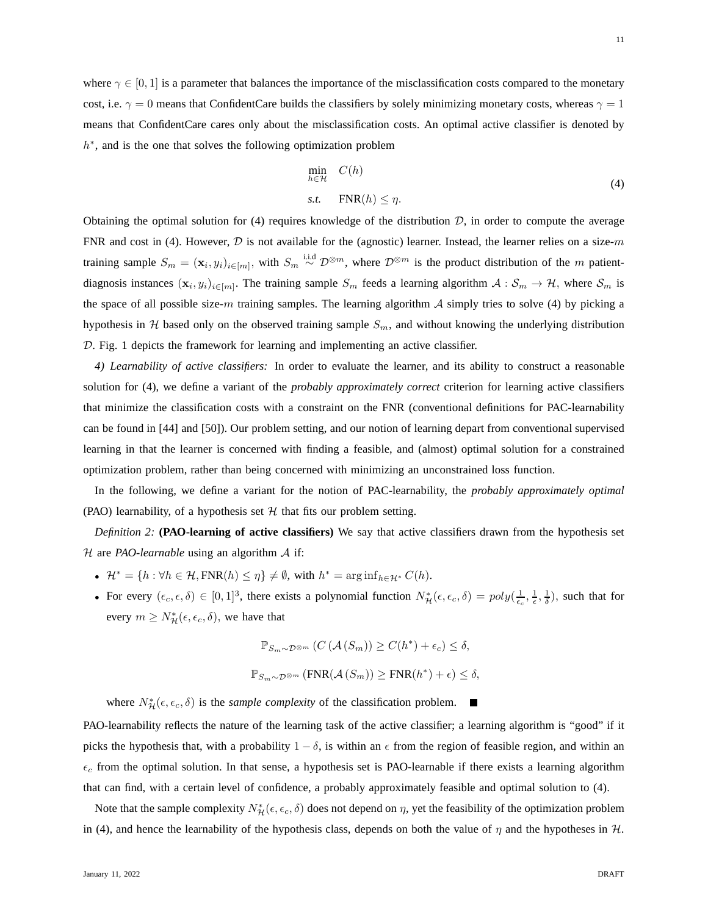where $\gamma \in [0, 1]$ is a parameter that balances the importance of the misclassification costs compared to the monetary cost, i.e. $\gamma = 0$ means that ConfidentCare builds the classifiers by solely minimizing monetary costs, whereas $\gamma = 1$ means that ConfidentCare cares only about the misclassification costs. An optimal active classifier is denoted by $h^*$, and is the one that solves the following optimization problem

$$
\begin{aligned}
\min_{h \in \mathcal{H}} \quad & C(h) \\
\textit{s.t.} \quad & \text{FNR}(h) \leq \eta.
\end{aligned}
\tag{4}
$$

Obtaining the optimal solution for (4) requires knowledge of the distribution $\mathcal{D}$, in order to compute the average FNR and cost in (4). However, $\mathcal{D}$ is not available for the (agnostic) learner. Instead, the learner relies on a size-$m$ training sample $S_m = (\mathbf{x}_i, y_i)_{i \in [m]}$, with $S_m \overset{\text{i.i.d}}{\sim} \mathcal{D}^{\otimes m}$, where $\mathcal{D}^{\otimes m}$ is the product distribution of the $m$ patient-diagnosis instances $(\mathbf{x}_i, y_i)_{i \in [m]}$. The training sample $S_m$ feeds a learning algorithm $\mathcal{A} : \mathcal{S}_m \rightarrow \mathcal{H}$, where $\mathcal{S}_m$ is the space of all possible size-$m$ training samples. The learning algorithm $\mathcal{A}$ simply tries to solve (4) by picking a hypothesis in $\mathcal{H}$ based only on the observed training sample $S_m$, and without knowing the underlying distribution $\mathcal{D}$. Fig. 1 depicts the framework for learning and implementing an active classifier.

*4) Learnability of active classifiers:* In order to evaluate the learner, and its ability to construct a reasonable solution for (4), we define a variant of the *probably approximately correct* criterion for learning active classifiers that minimize the classification costs with a constraint on the FNR (conventional definitions for PAC-learnability can be found in [44] and [50]). Our problem setting, and our notion of learning depart from conventional supervised learning in that the learner is concerned with finding a feasible, and (almost) optimal solution for a constrained optimization problem, rather than being concerned with minimizing an unconstrained loss function.

In the following, we define a variant for the notion of PAC-learnability, the *probably approximately optimal* (PAO) learnability, of a hypothesis set $\mathcal{H}$ that fits our problem setting.

*Definition 2:* **(PAO-learning of active classifiers)** We say that active classifiers drawn from the hypothesis set $\mathcal{H}$ are *PAO-learnable* using an algorithm $\mathcal{A}$ if:

- $\mathcal{H}^* = \{h : \forall h \in \mathcal{H}, \text{FNR}(h) \leq \eta\} \neq \emptyset$, with $h^* = \arg\inf_{h \in \mathcal{H}^*} C(h)$.
- For every $(\epsilon_c, \epsilon, \delta) \in [0, 1]^3$, there exists a polynomial function $N^*_{\mathcal{H}}(\epsilon, \epsilon_c, \delta) = poly(\frac{1}{\epsilon_c}, \frac{1}{\epsilon}, \frac{1}{\delta})$, such that for every $m \geq N^*_{\mathcal{H}}(\epsilon, \epsilon_c, \delta)$, we have that

$$
\mathbb{P}_{S_m \sim \mathcal{D}^{\otimes m}} \left( C\left(\mathcal{A}\left(S_m\right)\right) \geq C(h^*) + \epsilon_c \right) \leq \delta,
$$

$$
\mathbb{P}_{S_m \sim \mathcal{D}^{\otimes m}} \left( \text{FNR}(\mathcal{A}\left(S_m\right)) \geq \text{FNR}(h^*) + \epsilon \right) \leq \delta,
$$

  where $N^*_{\mathcal{H}}(\epsilon, \epsilon_c, \delta)$ is the *sample complexity* of the classification problem. ■

PAO-learnability reflects the nature of the learning task of the active classifier; a learning algorithm is "good" if it picks the hypothesis that, with a probability $1 - \delta$, is within an $\epsilon$ from the region of feasible region, and within an $\epsilon_c$ from the optimal solution. In that sense, a hypothesis set is PAO-learnable if there exists a learning algorithm that can find, with a certain level of confidence, a probably approximately feasible and optimal solution to (4).

Note that the sample complexity $N^*_{\mathcal{H}}(\epsilon, \epsilon_c, \delta)$ does not depend on $\eta$, yet the feasibility of the optimization problem in (4), and hence the learnability of the hypothesis class, depends on both the value of $\eta$ and the hypotheses in $\mathcal{H}$.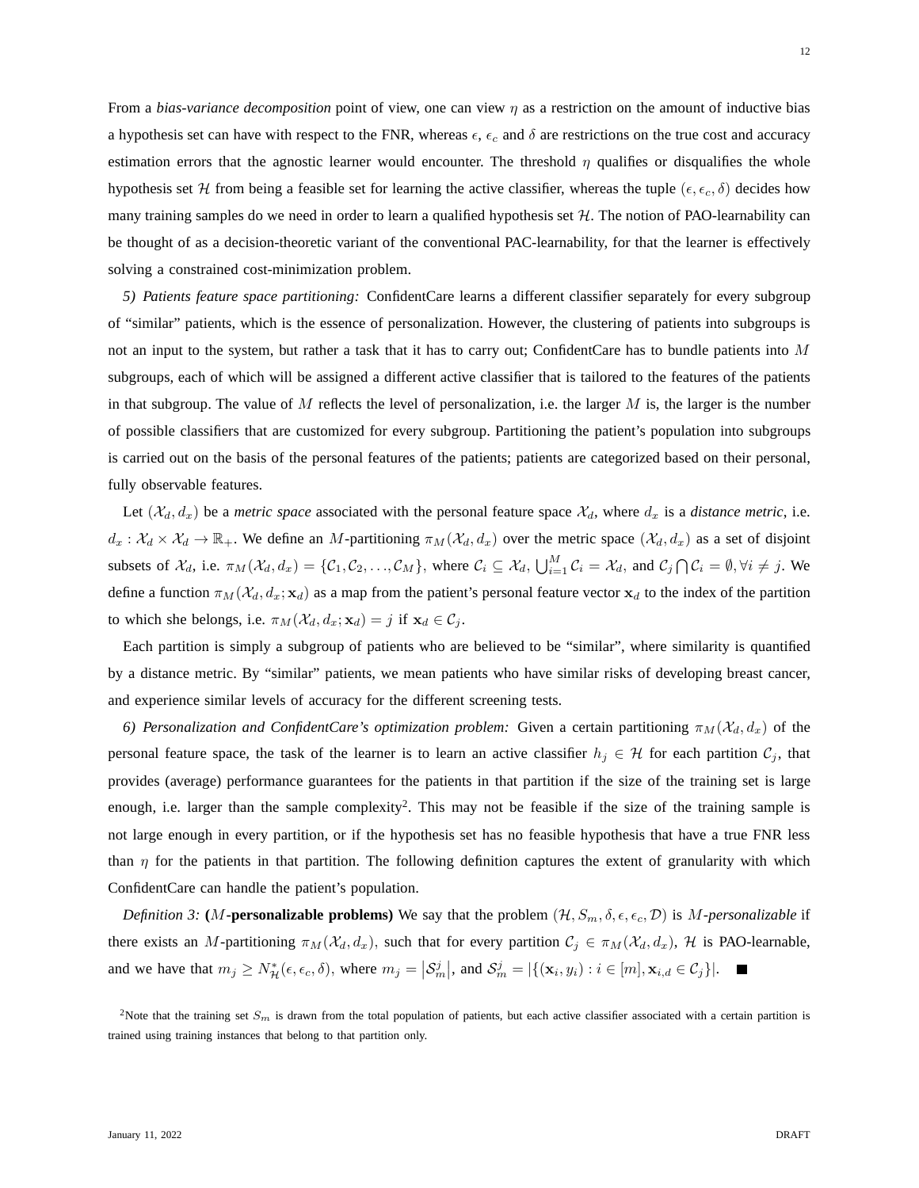From a *bias-variance decomposition* point of view, one can view $\eta$ as a restriction on the amount of inductive bias a hypothesis set can have with respect to the FNR, whereas $\epsilon$, $\epsilon_c$ and $\delta$ are restrictions on the true cost and accuracy estimation errors that the agnostic learner would encounter. The threshold $\eta$ qualifies or disqualifies the whole hypothesis set $\mathcal{H}$ from being a feasible set for learning the active classifier, whereas the tuple $(\epsilon, \epsilon_c, \delta)$ decides how many training samples do we need in order to learn a qualified hypothesis set $\mathcal{H}$. The notion of PAO-learnability can be thought of as a decision-theoretic variant of the conventional PAC-learnability, for that the learner is effectively solving a constrained cost-minimization problem.

*5) Patients feature space partitioning:* ConfidentCare learns a different classifier separately for every subgroup of "similar" patients, which is the essence of personalization. However, the clustering of patients into subgroups is not an input to the system, but rather a task that it has to carry out; ConfidentCare has to bundle patients into $M$ subgroups, each of which will be assigned a different active classifier that is tailored to the features of the patients in that subgroup. The value of $M$ reflects the level of personalization, i.e. the larger $M$ is, the larger is the number of possible classifiers that are customized for every subgroup. Partitioning the patient's population into subgroups is carried out on the basis of the personal features of the patients; patients are categorized based on their personal, fully observable features.

Let $(\mathcal{X}_d, d_x)$ be a *metric space* associated with the personal feature space $\mathcal{X}_d$, where $d_x$ is a *distance metric*, i.e. $d_x : \mathcal{X}_d \times \mathcal{X}_d \rightarrow \mathbb{R}_+$. We define an $M$-partitioning $\pi_M(\mathcal{X}_d, d_x)$ over the metric space $(\mathcal{X}_d, d_x)$ as a set of disjoint subsets of $\mathcal{X}_d$, i.e. $\pi_M(\mathcal{X}_d, d_x) = \{\mathcal{C}_1, \mathcal{C}_2, \ldots, \mathcal{C}_M\}$, where $\mathcal{C}_i \subseteq \mathcal{X}_d$, $\bigcup_{i=1}^{M} \mathcal{C}_i = \mathcal{X}_d$, and $\mathcal{C}_j \bigcap \mathcal{C}_i = \emptyset, \forall i \neq j$. We define a function $\pi_M(\mathcal{X}_d, d_x; \mathbf{x}_d)$ as a map from the patient's personal feature vector $\mathbf{x}_d$ to the index of the partition to which she belongs, i.e. $\pi_M(\mathcal{X}_d, d_x; \mathbf{x}_d) = j$ if $\mathbf{x}_d \in \mathcal{C}_j$.

Each partition is simply a subgroup of patients who are believed to be "similar", where similarity is quantified by a distance metric. By "similar" patients, we mean patients who have similar risks of developing breast cancer, and experience similar levels of accuracy for the different screening tests.

*6) Personalization and ConfidentCare's optimization problem:* Given a certain partitioning $\pi_M(\mathcal{X}_d, d_x)$ of the personal feature space, the task of the learner is to learn an active classifier $h_j \in \mathcal{H}$ for each partition $\mathcal{C}_j$, that provides (average) performance guarantees for the patients in that partition if the size of the training set is large enough, i.e. larger than the sample complexity[2]. This may not be feasible if the size of the training sample is not large enough in every partition, or if the hypothesis set has no feasible hypothesis that have a true FNR less than $\eta$ for the patients in that partition. The following definition captures the extent of granularity with which ConfidentCare can handle the patient's population.

*Definition 3:* (**$M$-personalizable problems**) We say that the problem $(\mathcal{H}, S_m, \delta, \epsilon, \epsilon_c, \mathcal{D})$ is *$M$-personalizable* if there exists an $M$-partitioning $\pi_M(\mathcal{X}_d, d_x)$, such that for every partition $\mathcal{C}_j \in \pi_M(\mathcal{X}_d, d_x)$, $\mathcal{H}$ is PAO-learnable, and we have that $m_j \geq N^*_{\mathcal{H}}(\epsilon, \epsilon_c, \delta)$, where $m_j = \left|\mathcal{S}_m^j\right|$, and $\mathcal{S}_m^j = |\{(\mathbf{x}_i, y_i) : i \in [m], \mathbf{x}_{i,d} \in \mathcal{C}_j\}|$. ■

[2] Note that the training set $S_m$ is drawn from the total population of patients, but each active classifier associated with a certain partition is trained using training instances that belong to that partition only.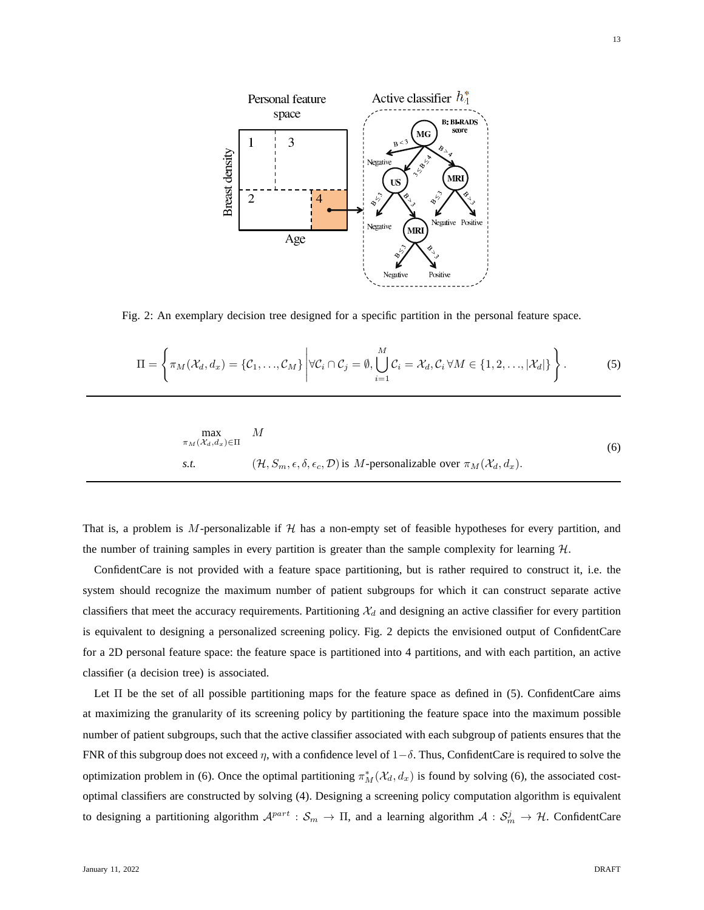Fig. 2: An exemplary decision tree designed for a specific partition in the personal feature space.

$$\Pi = \left\{ \pi_M(\mathcal{X}_d, d_x) = \{\mathcal{C}_1, \ldots, \mathcal{C}_M\} \,\middle|\, \forall \mathcal{C}_i \cap \mathcal{C}_j = \emptyset, \bigcup_{i=1}^{M} \mathcal{C}_i = \mathcal{X}_d, \mathcal{C}_i \, \forall M \in \{1, 2, \ldots, |\mathcal{X}_d|\} \right\}. \tag{5}$$

$$\begin{aligned} &\max_{\pi_M(\mathcal{X}_d, d_x) \in \Pi} \quad M \\ &\text{s.t.} \qquad (\mathcal{H}, S_m, \epsilon, \delta, \epsilon_c, \mathcal{D}) \text{ is } M\text{-personalizable over } \pi_M(\mathcal{X}_d, d_x). \end{aligned} \tag{6}$$

That is, a problem is $M$-personalizable if $\mathcal{H}$ has a non-empty set of feasible hypotheses for every partition, and the number of training samples in every partition is greater than the sample complexity for learning $\mathcal{H}$.

ConfidentCare is not provided with a feature space partitioning, but is rather required to construct it, i.e. the system should recognize the maximum number of patient subgroups for which it can construct separate active classifiers that meet the accuracy requirements. Partitioning $\mathcal{X}_d$ and designing an active classifier for every partition is equivalent to designing a personalized screening policy. Fig. 2 depicts the envisioned output of ConfidentCare for a 2D personal feature space: the feature space is partitioned into 4 partitions, and with each partition, an active classifier (a decision tree) is associated.

Let $\Pi$ be the set of all possible partitioning maps for the feature space as defined in (5). ConfidentCare aims at maximizing the granularity of its screening policy by partitioning the feature space into the maximum possible number of patient subgroups, such that the active classifier associated with each subgroup of patients ensures that the FNR of this subgroup does not exceed $\eta$, with a confidence level of $1-\delta$. Thus, ConfidentCare is required to solve the optimization problem in (6). Once the optimal partitioning $\pi_M^*(\mathcal{X}_d, d_x)$ is found by solving (6), the associated cost-optimal classifiers are constructed by solving (4). Designing a screening policy computation algorithm is equivalent to designing a partitioning algorithm $\mathcal{A}^{part} : \mathcal{S}_m \rightarrow \Pi$, and a learning algorithm $\mathcal{A} : \mathcal{S}_m^j \rightarrow \mathcal{H}$. ConfidentCare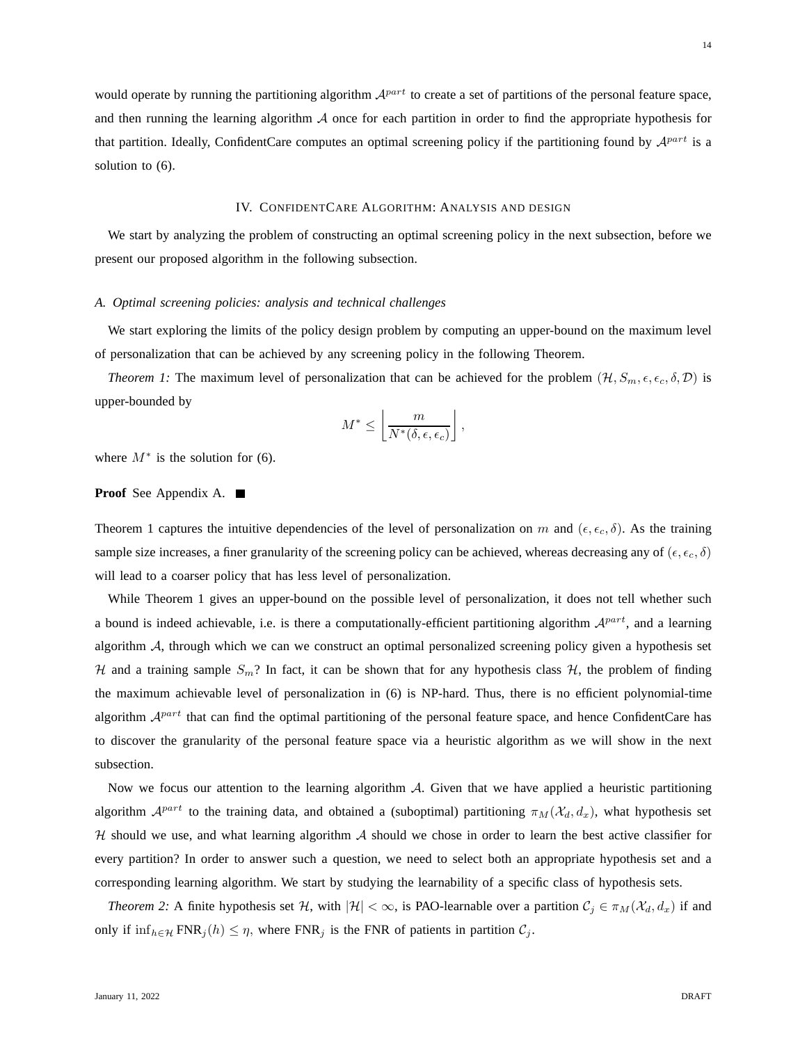would operate by running the partitioning algorithm $\mathcal{A}^{part}$ to create a set of partitions of the personal feature space, and then running the learning algorithm $\mathcal{A}$ once for each partition in order to find the appropriate hypothesis for that partition. Ideally, ConfidentCare computes an optimal screening policy if the partitioning found by $\mathcal{A}^{part}$ is a solution to (6).

## IV. ConfidentCare Algorithm: Analysis and design

We start by analyzing the problem of constructing an optimal screening policy in the next subsection, before we present our proposed algorithm in the following subsection.

### *A. Optimal screening policies: analysis and technical challenges*

We start exploring the limits of the policy design problem by computing an upper-bound on the maximum level of personalization that can be achieved by any screening policy in the following Theorem.

*Theorem 1:* The maximum level of personalization that can be achieved for the problem $(\mathcal{H}, S_m, \epsilon, \epsilon_c, \delta, \mathcal{D})$ is upper-bounded by

$$M^* \leq \left\lfloor \frac{m}{N^*(\delta, \epsilon, \epsilon_c)} \right\rfloor,$$

where $M^*$ is the solution for (6).

**Proof** See Appendix A. ■

Theorem 1 captures the intuitive dependencies of the level of personalization on $m$ and $(\epsilon, \epsilon_c, \delta)$. As the training sample size increases, a finer granularity of the screening policy can be achieved, whereas decreasing any of $(\epsilon, \epsilon_c, \delta)$ will lead to a coarser policy that has less level of personalization.

While Theorem 1 gives an upper-bound on the possible level of personalization, it does not tell whether such a bound is indeed achievable, i.e. is there a computationally-efficient partitioning algorithm $\mathcal{A}^{part}$, and a learning algorithm $\mathcal{A}$, through which we can we construct an optimal personalized screening policy given a hypothesis set $\mathcal{H}$ and a training sample $S_m$? In fact, it can be shown that for any hypothesis class $\mathcal{H}$, the problem of finding the maximum achievable level of personalization in (6) is NP-hard. Thus, there is no efficient polynomial-time algorithm $\mathcal{A}^{part}$ that can find the optimal partitioning of the personal feature space, and hence ConfidentCare has to discover the granularity of the personal feature space via a heuristic algorithm as we will show in the next subsection.

Now we focus our attention to the learning algorithm $\mathcal{A}$. Given that we have applied a heuristic partitioning algorithm $\mathcal{A}^{part}$ to the training data, and obtained a (suboptimal) partitioning $\pi_M(\mathcal{X}_d, d_x)$, what hypothesis set $\mathcal{H}$ should we use, and what learning algorithm $\mathcal{A}$ should we chose in order to learn the best active classifier for every partition? In order to answer such a question, we need to select both an appropriate hypothesis set and a corresponding learning algorithm. We start by studying the learnability of a specific class of hypothesis sets.

*Theorem 2:* A finite hypothesis set $\mathcal{H}$, with $|\mathcal{H}| < \infty$, is PAO-learnable over a partition $\mathcal{C}_j \in \pi_M(\mathcal{X}_d, d_x)$ if and only if $\inf_{h \in \mathcal{H}} \text{FNR}_j(h) \leq \eta$, where $\text{FNR}_j$ is the FNR of patients in partition $\mathcal{C}_j$.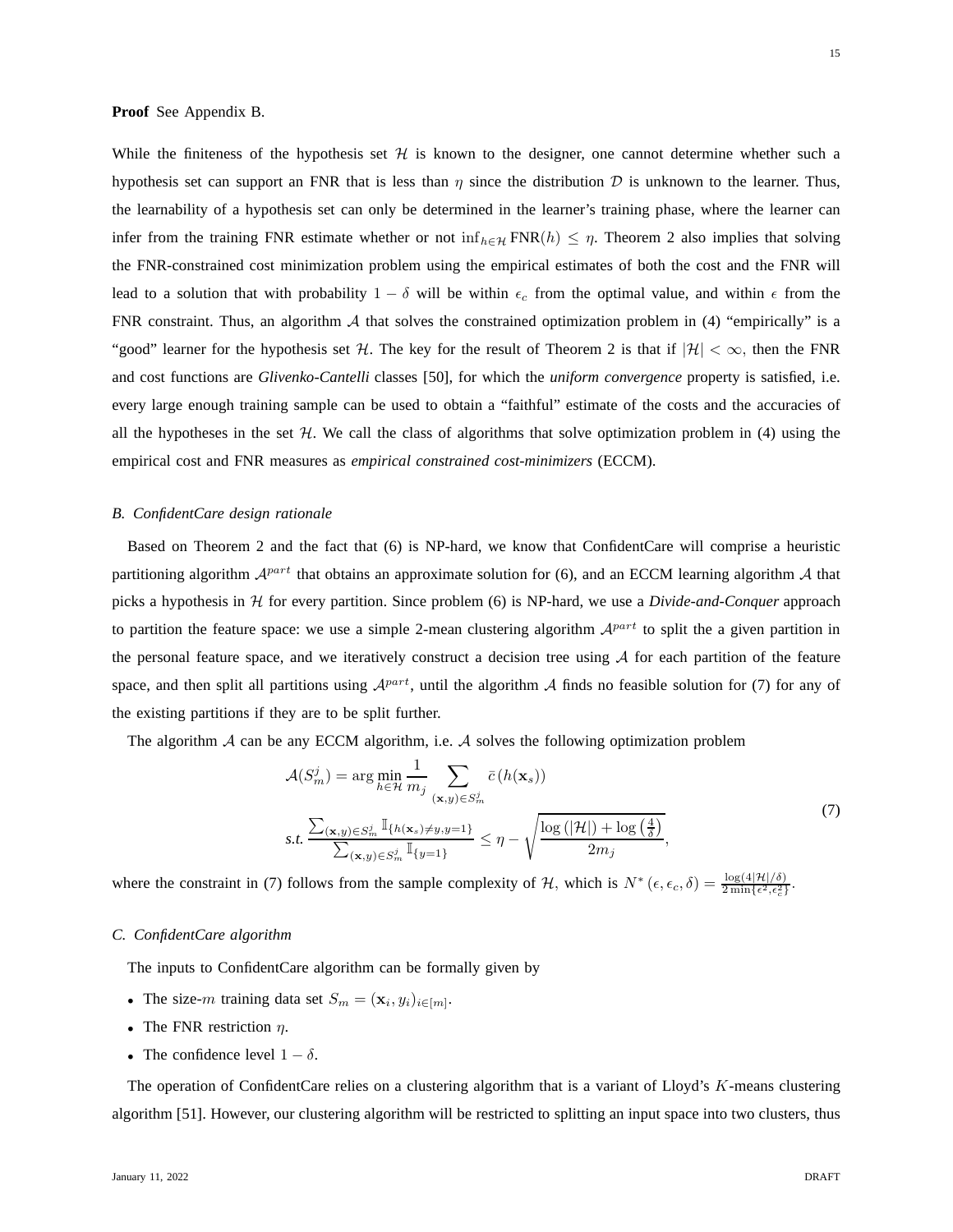**Proof** See Appendix B.

While the finiteness of the hypothesis set $\mathcal{H}$ is known to the designer, one cannot determine whether such a hypothesis set can support an FNR that is less than $\eta$ since the distribution $\mathcal{D}$ is unknown to the learner. Thus, the learnability of a hypothesis set can only be determined in the learner's training phase, where the learner can infer from the training FNR estimate whether or not $\inf_{h \in \mathcal{H}} \text{FNR}(h) \leq \eta$. Theorem 2 also implies that solving the FNR-constrained cost minimization problem using the empirical estimates of both the cost and the FNR will lead to a solution that with probability $1-\delta$ will be within $\epsilon_c$ from the optimal value, and within $\epsilon$ from the FNR constraint. Thus, an algorithm $\mathcal{A}$ that solves the constrained optimization problem in (4) "empirically" is a "good" learner for the hypothesis set $\mathcal{H}$. The key for the result of Theorem 2 is that if $|\mathcal{H}| < \infty$, then the FNR and cost functions are *Glivenko-Cantelli* classes [50], for which the *uniform convergence* property is satisfied, i.e. every large enough training sample can be used to obtain a "faithful" estimate of the costs and the accuracies of all the hypotheses in the set $\mathcal{H}$. We call the class of algorithms that solve optimization problem in (4) using the empirical cost and FNR measures as *empirical constrained cost-minimizers* (ECCM).

### *B. ConfidentCare design rationale*

Based on Theorem 2 and the fact that (6) is NP-hard, we know that ConfidentCare will comprise a heuristic partitioning algorithm $\mathcal{A}^{part}$ that obtains an approximate solution for (6), and an ECCM learning algorithm $\mathcal{A}$ that picks a hypothesis in $\mathcal{H}$ for every partition. Since problem (6) is NP-hard, we use a *Divide-and-Conquer* approach to partition the feature space: we use a simple 2-mean clustering algorithm $\mathcal{A}^{part}$ to split the a given partition in the personal feature space, and we iteratively construct a decision tree using $\mathcal{A}$ for each partition of the feature space, and then split all partitions using $\mathcal{A}^{part}$, until the algorithm $\mathcal{A}$ finds no feasible solution for (7) for any of the existing partitions if they are to be split further.

The algorithm $\mathcal{A}$ can be any ECCM algorithm, i.e. $\mathcal{A}$ solves the following optimization problem

$$\mathcal{A}(S_m^j) = \arg\min_{h \in \mathcal{H}} \frac{1}{m_j} \sum_{(\mathbf{x},y) \in S_m^j} \bar{c}\left(h(\mathbf{x}_s)\right)$$
$$\textit{s.t.} \ \frac{\sum_{(\mathbf{x},y) \in S_m^j} \mathbb{I}_{\{h(\mathbf{x}_s) \neq y, y=1\}}}{\sum_{(\mathbf{x},y) \in S_m^j} \mathbb{I}_{\{y=1\}}} \leq \eta - \sqrt{\frac{\log\left(|\mathcal{H}|\right) + \log\left(\frac{4}{\delta}\right)}{2m_j}}, \tag{7}$$

where the constraint in (7) follows from the sample complexity of $\mathcal{H}$, which is $N^*\left(\epsilon, \epsilon_c, \delta\right) = \frac{\log(4|\mathcal{H}|/\delta)}{2\min\{\epsilon^2, \epsilon_c^2\}}$.

### *C. ConfidentCare algorithm*

The inputs to ConfidentCare algorithm can be formally given by

- The size-$m$ training data set $S_m = (\mathbf{x}_i, y_i)_{i \in [m]}$.
- The FNR restriction $\eta$.
- The confidence level $1-\delta$.

The operation of ConfidentCare relies on a clustering algorithm that is a variant of Lloyd's $K$-means clustering algorithm [51]. However, our clustering algorithm will be restricted to splitting an input space into two clusters, thus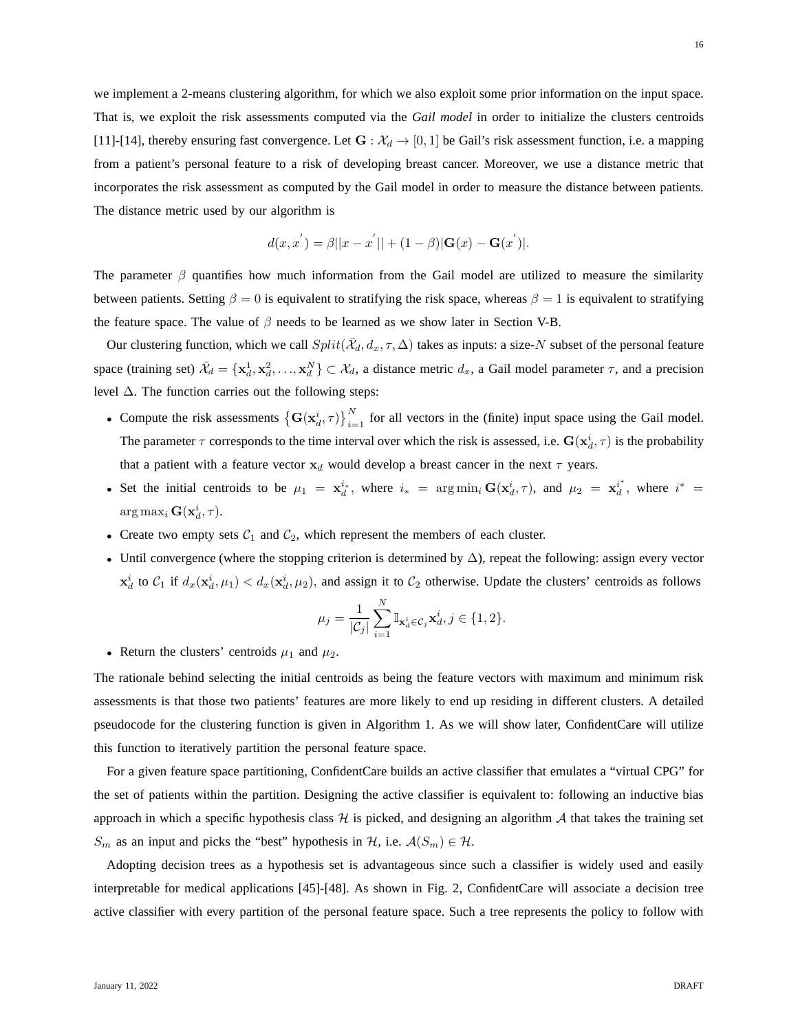we implement a 2-means clustering algorithm, for which we also exploit some prior information on the input space. That is, we exploit the risk assessments computed via the *Gail model* in order to initialize the clusters centroids [11]-[14], thereby ensuring fast convergence. Let $\mathbf{G} : \mathcal{X}_d \rightarrow [0,1]$ be Gail's risk assessment function, i.e. a mapping from a patient's personal feature to a risk of developing breast cancer. Moreover, we use a distance metric that incorporates the risk assessment as computed by the Gail model in order to measure the distance between patients. The distance metric used by our algorithm is

$$d(x,x^{'}) = \beta||x - x^{'}|| + (1-\beta)|\mathbf{G}(x) - \mathbf{G}(x^{'})|.$$

The parameter $\beta$ quantifies how much information from the Gail model are utilized to measure the similarity between patients. Setting $\beta = 0$ is equivalent to stratifying the risk space, whereas $\beta = 1$ is equivalent to stratifying the feature space. The value of $\beta$ needs to be learned as we show later in Section V-B.

Our clustering function, which we call $Split(\bar{\mathcal{X}}_d, d_x, \tau, \Delta)$ takes as inputs: a size-$N$ subset of the personal feature space (training set) $\bar{\mathcal{X}}_d = \{\mathbf{x}_d^1, \mathbf{x}_d^2, \ldots, \mathbf{x}_d^N\} \subset \mathcal{X}_d$, a distance metric $d_x$, a Gail model parameter $\tau$, and a precision level $\Delta$. The function carries out the following steps:

- Compute the risk assessments $\left\{\mathbf{G}(\mathbf{x}_d^i, \tau)\right\}_{i=1}^{N}$ for all vectors in the (finite) input space using the Gail model. The parameter $\tau$ corresponds to the time interval over which the risk is assessed, i.e. $\mathbf{G}(\mathbf{x}_d^i, \tau)$ is the probability that a patient with a feature vector $\mathbf{x}_d$ would develop a breast cancer in the next $\tau$ years.
- Set the initial centroids to be $\mu_1 = \mathbf{x}_d^{i_*}$, where $i_* = \arg\min_i \mathbf{G}(\mathbf{x}_d^i, \tau)$, and $\mu_2 = \mathbf{x}_d^{i^*}$, where $i^* = \arg\max_i \mathbf{G}(\mathbf{x}_d^i, \tau)$.
- Create two empty sets $\mathcal{C}_1$ and $\mathcal{C}_2$, which represent the members of each cluster.
- Until convergence (where the stopping criterion is determined by $\Delta$), repeat the following: assign every vector $\mathbf{x}_d^i$ to $\mathcal{C}_1$ if $d_x(\mathbf{x}_d^i, \mu_1) < d_x(\mathbf{x}_d^i, \mu_2)$, and assign it to $\mathcal{C}_2$ otherwise. Update the clusters' centroids as follows

$$\mu_j = \frac{1}{|\mathcal{C}_j|}\sum_{i=1}^{N} \mathbb{I}_{\mathbf{x}_d^i \in \mathcal{C}_j} \mathbf{x}_d^i, j \in \{1,2\}.$$

- Return the clusters' centroids $\mu_1$ and $\mu_2$.

The rationale behind selecting the initial centroids as being the feature vectors with maximum and minimum risk assessments is that those two patients' features are more likely to end up residing in different clusters. A detailed pseudocode for the clustering function is given in Algorithm 1. As we will show later, ConfidentCare will utilize this function to iteratively partition the personal feature space.

For a given feature space partitioning, ConfidentCare builds an active classifier that emulates a "virtual CPG" for the set of patients within the partition. Designing the active classifier is equivalent to: following an inductive bias approach in which a specific hypothesis class $\mathcal{H}$ is picked, and designing an algorithm $\mathcal{A}$ that takes the training set $S_m$ as an input and picks the "best" hypothesis in $\mathcal{H}$, i.e. $\mathcal{A}(S_m) \in \mathcal{H}$.

Adopting decision trees as a hypothesis set is advantageous since such a classifier is widely used and easily interpretable for medical applications [45]-[48]. As shown in Fig. 2, ConfidentCare will associate a decision tree active classifier with every partition of the personal feature space. Such a tree represents the policy to follow with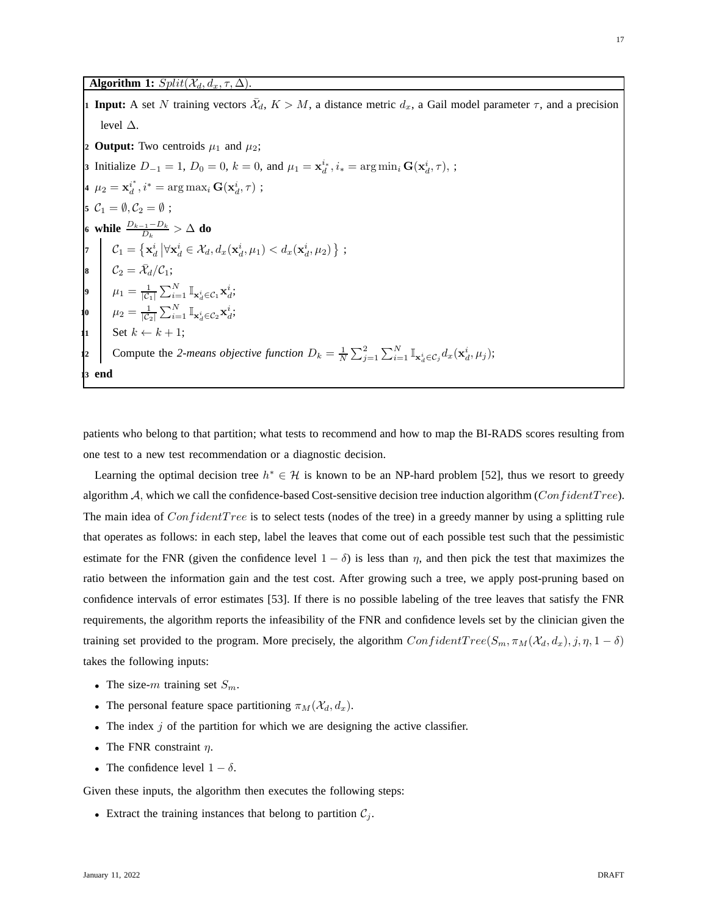**Algorithm 1:** $Split(\mathcal{X}_d, d_x, \tau, \Delta)$.

```
1  Input: A set N training vectors X̄_d, K > M, a distance metric d_x, a Gail model parameter τ, and a precision level Δ.
2  Output: Two centroids μ_1 and μ_2;
3  Initialize D_{-1} = 1, D_0 = 0, k = 0, and μ_1 = x_d^{i_*}, i_* = argmin_i G(x_d^i, τ), ;
4  μ_2 = x_d^{i^*}, i^* = argmax_i G(x_d^i, τ) ;
5  C_1 = ∅, C_2 = ∅ ;
6  while (D_{k-1} - D_k) / D_k > Δ do
7      C_1 = { x_d^i | ∀x_d^i ∈ X_d, d_x(x_d^i, μ_1) < d_x(x_d^i, μ_2) } ;
8      C_2 = X̄_d / C_1;
9      μ_1 = 1/|C_1| Σ_{i=1}^{N} 𝕀_{x_d^i ∈ C_1} x_d^i;
10     μ_2 = 1/|C_2| Σ_{i=1}^{N} 𝕀_{x_d^i ∈ C_2} x_d^i;
11     Set k ← k + 1;
12     Compute the 2-means objective function D_k = 1/N Σ_{j=1}^{2} Σ_{i=1}^{N} 𝕀_{x_d^i ∈ C_j} d_x(x_d^i, μ_j);
13 end
```

1. **Input:** A set $N$ training vectors $\bar{\mathcal{X}}_d$, $K > M$, a distance metric $d_x$, a Gail model parameter $\tau$, and a precision level $\Delta$.
2. **Output:** Two centroids $\mu_1$ and $\mu_2$;
3. Initialize $D_{-1} = 1$, $D_0 = 0$, $k = 0$, and $\mu_1 = \mathbf{x}_d^{i_*}, i_* = \arg\min_i \mathbf{G}(\mathbf{x}_d^i, \tau)$, ;
4. $\mu_2 = \mathbf{x}_d^{i^*}, i^* = \arg\max_i \mathbf{G}(\mathbf{x}_d^i, \tau)$ ;
5. $\mathcal{C}_1 = \emptyset, \mathcal{C}_2 = \emptyset$ ;
6. **while** $\frac{D_{k-1} - D_k}{D_k} > \Delta$ **do**
7. $\quad \mathcal{C}_1 = \left\{ \mathbf{x}_d^i \,\middle|\, \forall \mathbf{x}_d^i \in \mathcal{X}_d, d_x(\mathbf{x}_d^i, \mu_1) < d_x(\mathbf{x}_d^i, \mu_2) \right\}$ ;
8. $\quad \mathcal{C}_2 = \bar{\mathcal{X}}_d / \mathcal{C}_1$;
9. $\quad \mu_1 = \frac{1}{|\mathcal{C}_1|} \sum_{i=1}^{N} \mathbb{I}_{\mathbf{x}_d^i \in \mathcal{C}_1} \mathbf{x}_d^i$;
10. $\quad \mu_2 = \frac{1}{|\mathcal{C}_2|} \sum_{i=1}^{N} \mathbb{I}_{\mathbf{x}_d^i \in \mathcal{C}_2} \mathbf{x}_d^i$;
11. $\quad$ Set $k \leftarrow k + 1$;
12. $\quad$ Compute the *2-means objective function* $D_k = \frac{1}{N} \sum_{j=1}^{2} \sum_{i=1}^{N} \mathbb{I}_{\mathbf{x}_d^i \in \mathcal{C}_j} d_x(\mathbf{x}_d^i, \mu_j)$;
13. **end**

patients who belong to that partition; what tests to recommend and how to map the BI-RADS scores resulting from one test to a new test recommendation or a diagnostic decision.

Learning the optimal decision tree $h^* \in \mathcal{H}$ is known to be an NP-hard problem [52], thus we resort to greedy algorithm $\mathcal{A}$, which we call the confidence-based Cost-sensitive decision tree induction algorithm ($ConfidentTree$). The main idea of $ConfidentTree$ is to select tests (nodes of the tree) in a greedy manner by using a splitting rule that operates as follows: in each step, label the leaves that come out of each possible test such that the pessimistic estimate for the FNR (given the confidence level $1 - \delta$) is less than $\eta$, and then pick the test that maximizes the ratio between the information gain and the test cost. After growing such a tree, we apply post-pruning based on confidence intervals of error estimates [53]. If there is no possible labeling of the tree leaves that satisfy the FNR requirements, the algorithm reports the infeasibility of the FNR and confidence levels set by the clinician given the training set provided to the program. More precisely, the algorithm $ConfidentTree(S_m, \pi_M(\mathcal{X}_d, d_x), j, \eta, 1 - \delta)$ takes the following inputs:

- The size-$m$ training set $S_m$.
- The personal feature space partitioning $\pi_M(\mathcal{X}_d, d_x)$.
- The index $j$ of the partition for which we are designing the active classifier.
- The FNR constraint $\eta$.
- The confidence level $1 - \delta$.

Given these inputs, the algorithm then executes the following steps:

- Extract the training instances that belong to partition $\mathcal{C}_j$.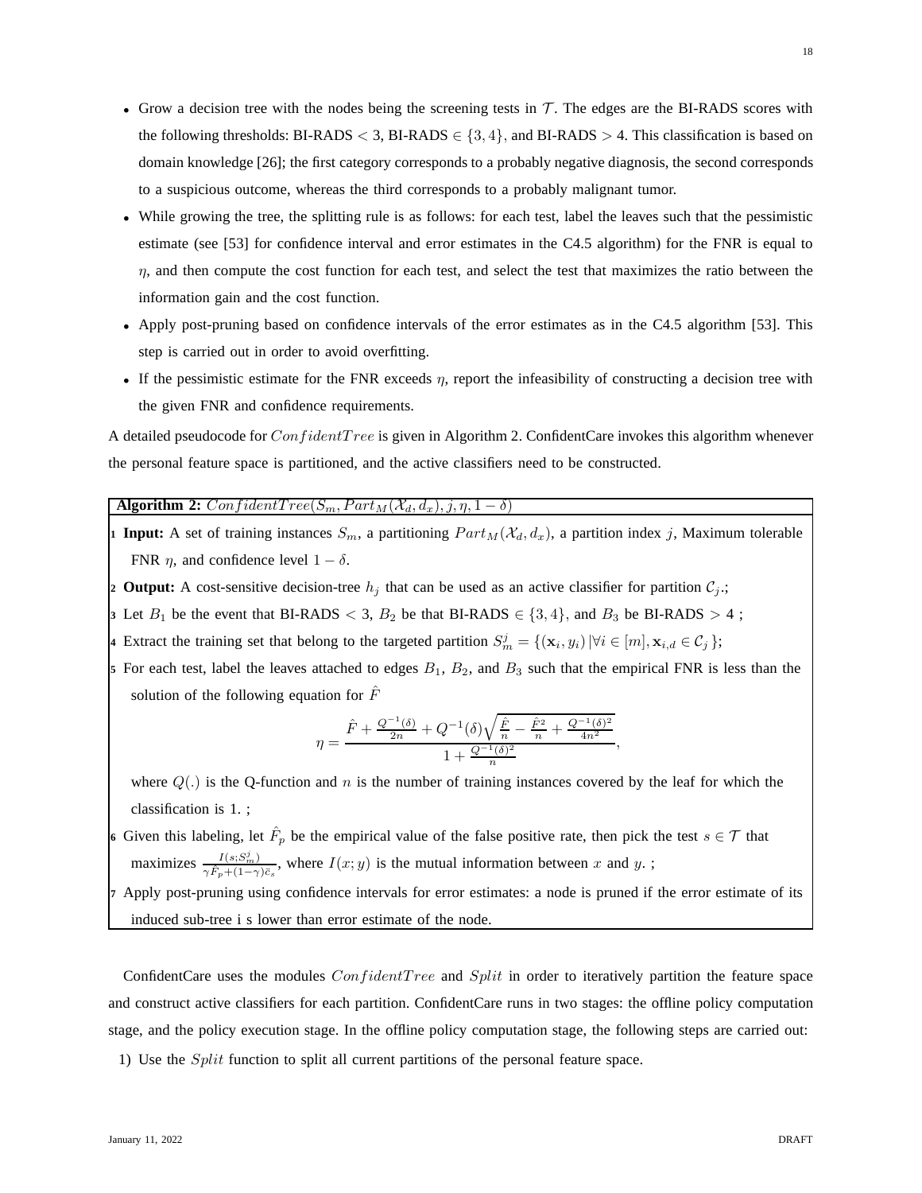- Grow a decision tree with the nodes being the screening tests in $\mathcal{T}$. The edges are the BI-RADS scores with the following thresholds: BI-RADS $< 3$, BI-RADS $\in \{3, 4\}$, and BI-RADS $> 4$. This classification is based on domain knowledge [26]; the first category corresponds to a probably negative diagnosis, the second corresponds to a suspicious outcome, whereas the third corresponds to a probably malignant tumor.
- While growing the tree, the splitting rule is as follows: for each test, label the leaves such that the pessimistic estimate (see [53] for confidence interval and error estimates in the C4.5 algorithm) for the FNR is equal to $\eta$, and then compute the cost function for each test, and select the test that maximizes the ratio between the information gain and the cost function.
- Apply post-pruning based on confidence intervals of the error estimates as in the C4.5 algorithm [53]. This step is carried out in order to avoid overfitting.
- If the pessimistic estimate for the FNR exceeds $\eta$, report the infeasibility of constructing a decision tree with the given FNR and confidence requirements.

A detailed pseudocode for $ConfidentTree$ is given in Algorithm 2. ConfidentCare invokes this algorithm whenever the personal feature space is partitioned, and the active classifiers need to be constructed.

**Algorithm 2:** $ConfidentTree(S_m, Part_M(\mathcal{X}_d, d_x), j, \eta, 1-\delta)$

1. **Input:** A set of training instances $S_m$, a partitioning $Part_M(\mathcal{X}_d, d_x)$, a partition index $j$, Maximum tolerable FNR $\eta$, and confidence level $1-\delta$.
2. **Output:** A cost-sensitive decision-tree $h_j$ that can be used as an active classifier for partition $\mathcal{C}_j$.;
3. Let $B_1$ be the event that BI-RADS $< 3$, $B_2$ be that BI-RADS $\in \{3, 4\}$, and $B_3$ be BI-RADS $> 4$ ;
4. Extract the training set that belong to the targeted partition $S_m^j = \{(\mathbf{x}_i, y_i) \,|\forall i \in [m], \mathbf{x}_{i,d} \in \mathcal{C}_j\}$;
5. For each test, label the leaves attached to edges $B_1$, $B_2$, and $B_3$ such that the empirical FNR is less than the solution of the following equation for $\hat{F}$
$$\eta = \frac{\hat{F} + \frac{Q^{-1}(\delta)}{2n} + Q^{-1}(\delta)\sqrt{\frac{\hat{F}}{n} - \frac{\hat{F}^2}{n} + \frac{Q^{-1}(\delta)^2}{4n^2}}}{1 + \frac{Q^{-1}(\delta)^2}{n}},$$
where $Q(.)$ is the Q-function and $n$ is the number of training instances covered by the leaf for which the classification is 1. ;
6. Given this labeling, let $\hat{F}_p$ be the empirical value of the false positive rate, then pick the test $s \in \mathcal{T}$ that maximizes $\frac{I(s;S_m^j)}{\gamma \hat{F}_p + (1-\gamma)\bar{c}_s}$, where $I(x;y)$ is the mutual information between $x$ and $y$. ;
7. Apply post-pruning using confidence intervals for error estimates: a node is pruned if the error estimate of its induced sub-tree i s lower than error estimate of the node.

ConfidentCare uses the modules $ConfidentTree$ and $Split$ in order to iteratively partition the feature space and construct active classifiers for each partition. ConfidentCare runs in two stages: the offline policy computation stage, and the policy execution stage. In the offline policy computation stage, the following steps are carried out:

1) Use the $Split$ function to split all current partitions of the personal feature space.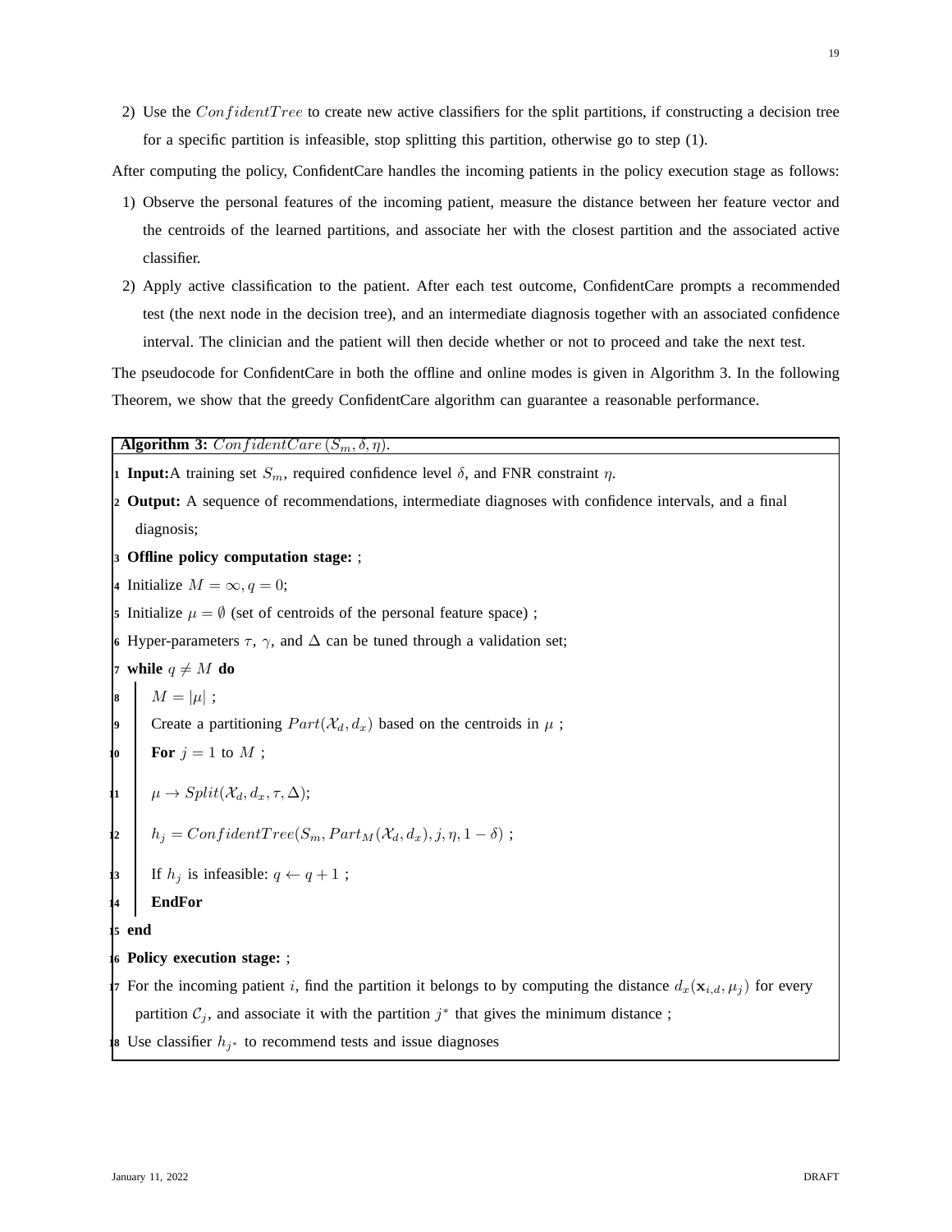2) Use the $ConfidentTree$ to create new active classifiers for the split partitions, if constructing a decision tree for a specific partition is infeasible, stop splitting this partition, otherwise go to step (1).

After computing the policy, ConfidentCare handles the incoming patients in the policy execution stage as follows:

1) Observe the personal features of the incoming patient, measure the distance between her feature vector and the centroids of the learned partitions, and associate her with the closest partition and the associated active classifier.
2) Apply active classification to the patient. After each test outcome, ConfidentCare prompts a recommended test (the next node in the decision tree), and an intermediate diagnosis together with an associated confidence interval. The clinician and the patient will then decide whether or not to proceed and take the next test.

The pseudocode for ConfidentCare in both the offline and online modes is given in Algorithm 3. In the following Theorem, we show that the greedy ConfidentCare algorithm can guarantee a reasonable performance.

```
Algorithm 3: ConfidentCare(S_m, δ, η).
1  Input: A training set S_m, required confidence level δ, and FNR constraint η.
2  Output: A sequence of recommendations, intermediate diagnoses with confidence intervals, and a final
      diagnosis;
3  Offline policy computation stage: ;
4  Initialize M = ∞, q = 0;
5  Initialize μ = ∅ (set of centroids of the personal feature space) ;
6  Hyper-parameters τ, γ, and Δ can be tuned through a validation set;
7  while q ≠ M do
8      M = |μ| ;
9      Create a partitioning Part(X_d, d_x) based on the centroids in μ ;
10     For j = 1 to M ;
11     μ → Split(X_d, d_x, τ, Δ);
12     h_j = ConfidentTree(S_m, Part_M(X_d, d_x), j, η, 1 − δ) ;
13     If h_j is infeasible: q ← q + 1 ;
14     EndFor
15 end
16 Policy execution stage: ;
17 For the incoming patient i, find the partition it belongs to by computing the distance d_x(x_{i,d}, μ_j) for every
      partition C_j, and associate it with the partition j* that gives the minimum distance ;
18 Use classifier h_{j*} to recommend tests and issue diagnoses
```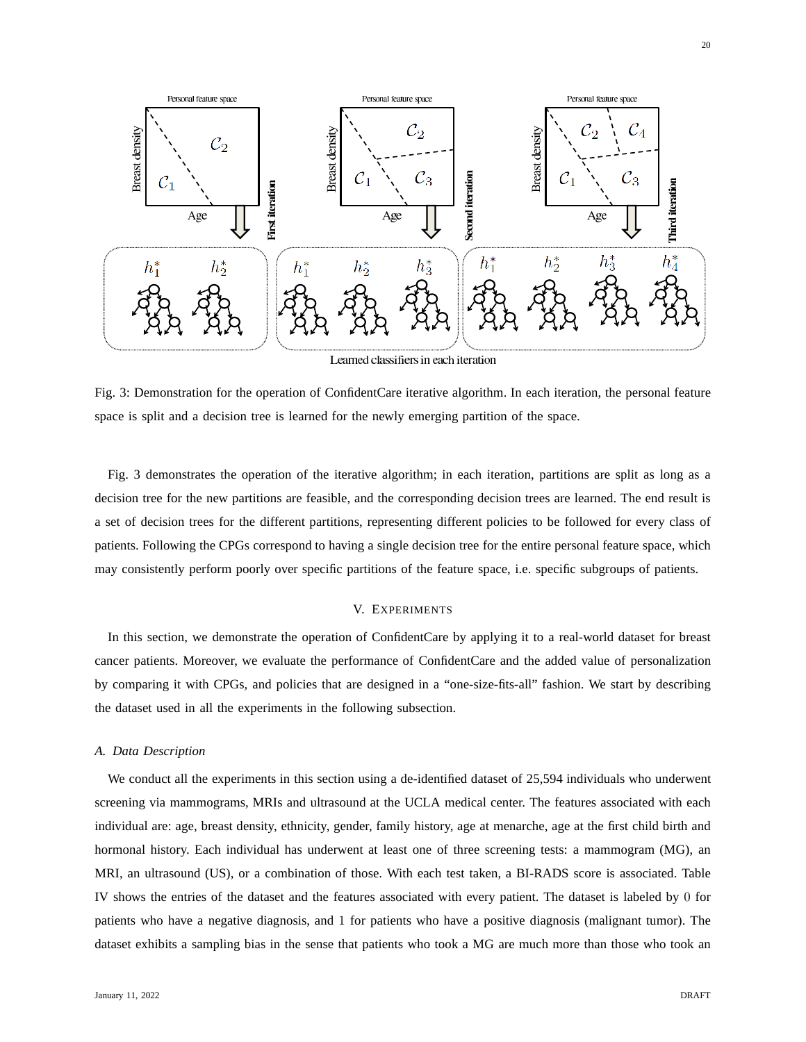Fig. 3: Demonstration for the operation of ConfidentCare iterative algorithm. In each iteration, the personal feature space is split and a decision tree is learned for the newly emerging partition of the space.

Fig. 3 demonstrates the operation of the iterative algorithm; in each iteration, partitions are split as long as a decision tree for the new partitions are feasible, and the corresponding decision trees are learned. The end result is a set of decision trees for the different partitions, representing different policies to be followed for every class of patients. Following the CPGs correspond to having a single decision tree for the entire personal feature space, which may consistently perform poorly over specific partitions of the feature space, i.e. specific subgroups of patients.

## V. Experiments

In this section, we demonstrate the operation of ConfidentCare by applying it to a real-world dataset for breast cancer patients. Moreover, we evaluate the performance of ConfidentCare and the added value of personalization by comparing it with CPGs, and policies that are designed in a "one-size-fits-all" fashion. We start by describing the dataset used in all the experiments in the following subsection.

### A. Data Description

We conduct all the experiments in this section using a de-identified dataset of 25,594 individuals who underwent screening via mammograms, MRIs and ultrasound at the UCLA medical center. The features associated with each individual are: age, breast density, ethnicity, gender, family history, age at menarche, age at the first child birth and hormonal history. Each individual has underwent at least one of three screening tests: a mammogram (MG), an MRI, an ultrasound (US), or a combination of those. With each test taken, a BI-RADS score is associated. Table IV shows the entries of the dataset and the features associated with every patient. The dataset is labeled by $0$ for patients who have a negative diagnosis, and $1$ for patients who have a positive diagnosis (malignant tumor). The dataset exhibits a sampling bias in the sense that patients who took a MG are much more than those who took an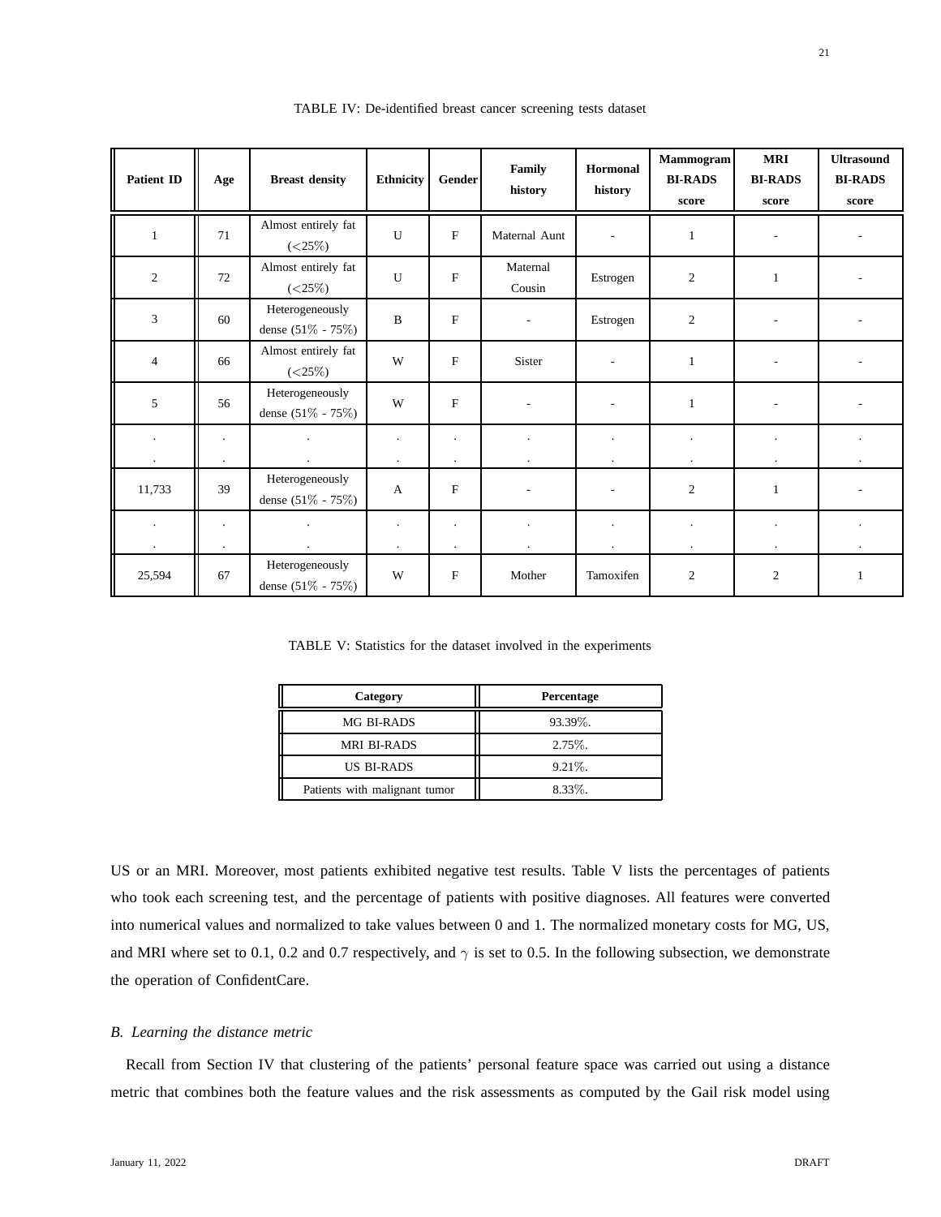TABLE IV: De-identified breast cancer screening tests dataset

| Patient ID | Age | Breast density | Ethnicity | Gender | Family history | Hormonal history | Mammogram BI-RADS score | MRI BI-RADS score | Ultrasound BI-RADS score |
|---|---|---|---|---|---|---|---|---|---|
| 1 | 71 | Almost entirely fat (<25%) | U | F | Maternal Aunt | - | 1 | - | - |
| 2 | 72 | Almost entirely fat (<25%) | U | F | Maternal Cousin | Estrogen | 2 | 1 | - |
| 3 | 60 | Heterogeneously dense (51% - 75%) | B | F | - | Estrogen | 2 | - | - |
| 4 | 66 | Almost entirely fat (<25%) | W | F | Sister | - | 1 | - | - |
| 5 | 56 | Heterogeneously dense (51% - 75%) | W | F | - | - | 1 | - | - |
| . . | . . | . . | . . | . . | . . | . . | . . | . . | . . |
| 11,733 | 39 | Heterogeneously dense (51% - 75%) | A | F | - | - | 2 | 1 | - |
| . . | . . | . . | . . | . . | . . | . . | . . | . . | . . |
| 25,594 | 67 | Heterogeneously dense (51% - 75%) | W | F | Mother | Tamoxifen | 2 | 2 | 1 |

TABLE V: Statistics for the dataset involved in the experiments

| Category | Percentage |
|---|---|
| MG BI-RADS | 93.39%. |
| MRI BI-RADS | 2.75%. |
| US BI-RADS | 9.21%. |
| Patients with malignant tumor | 8.33%. |

US or an MRI. Moreover, most patients exhibited negative test results. Table V lists the percentages of patients who took each screening test, and the percentage of patients with positive diagnoses. All features were converted into numerical values and normalized to take values between 0 and 1. The normalized monetary costs for MG, US, and MRI where set to 0.1, 0.2 and 0.7 respectively, and $\gamma$ is set to 0.5. In the following subsection, we demonstrate the operation of ConfidentCare.

### *B. Learning the distance metric*

Recall from Section IV that clustering of the patients' personal feature space was carried out using a distance metric that combines both the feature values and the risk assessments as computed by the Gail risk model using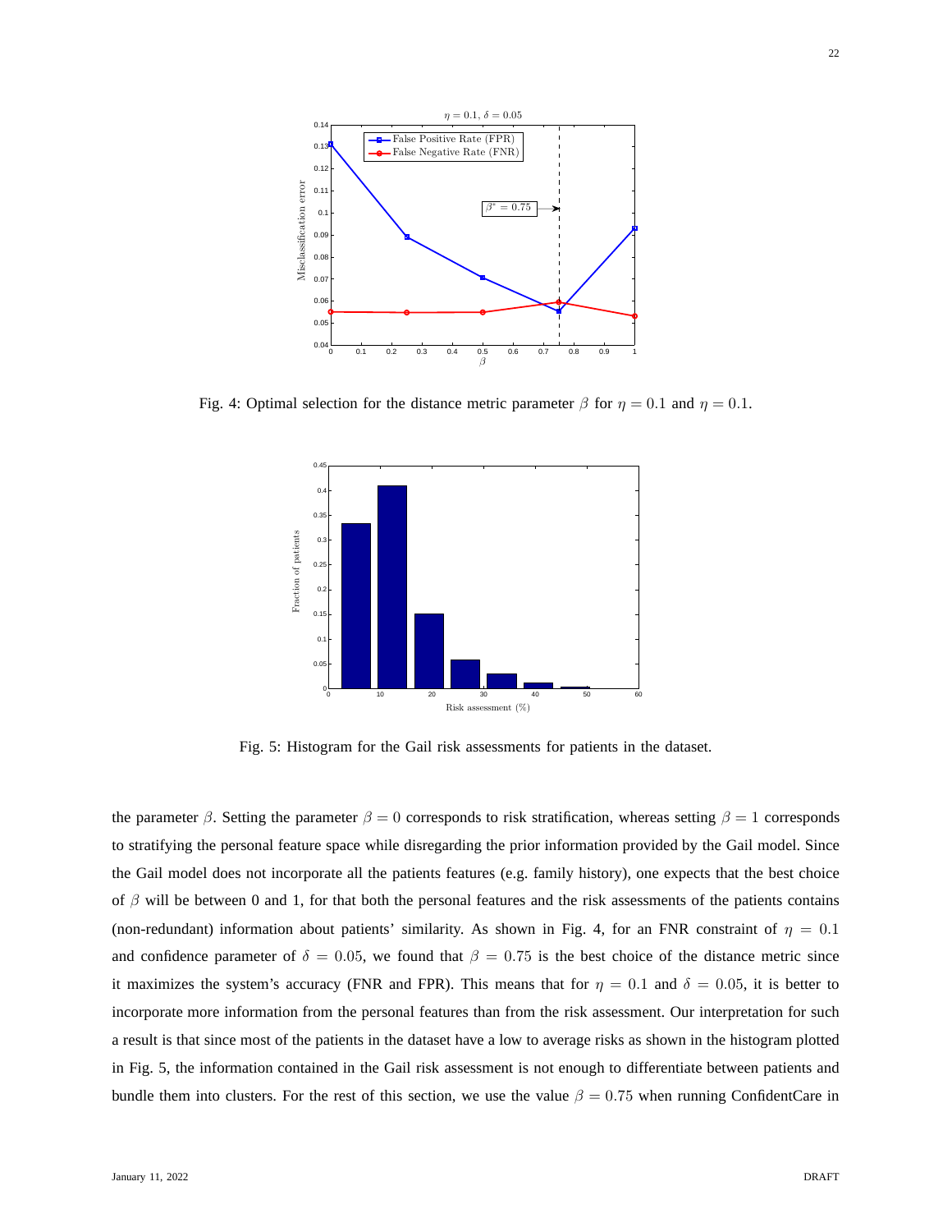Fig. 4: Optimal selection for the distance metric parameter $\beta$ for $\eta = 0.1$ and $\eta = 0.1$.

Fig. 5: Histogram for the Gail risk assessments for patients in the dataset.

the parameter $\beta$. Setting the parameter $\beta = 0$ corresponds to risk stratification, whereas setting $\beta = 1$ corresponds to stratifying the personal feature space while disregarding the prior information provided by the Gail model. Since the Gail model does not incorporate all the patients features (e.g. family history), one expects that the best choice of $\beta$ will be between 0 and 1, for that both the personal features and the risk assessments of the patients contains (non-redundant) information about patients' similarity. As shown in Fig. 4, for an FNR constraint of $\eta = 0.1$ and confidence parameter of $\delta = 0.05$, we found that $\beta = 0.75$ is the best choice of the distance metric since it maximizes the system's accuracy (FNR and FPR). This means that for $\eta = 0.1$ and $\delta = 0.05$, it is better to incorporate more information from the personal features than from the risk assessment. Our interpretation for such a result is that since most of the patients in the dataset have a low to average risks as shown in the histogram plotted in Fig. 5, the information contained in the Gail risk assessment is not enough to differentiate between patients and bundle them into clusters. For the rest of this section, we use the value $\beta = 0.75$ when running ConfidentCare in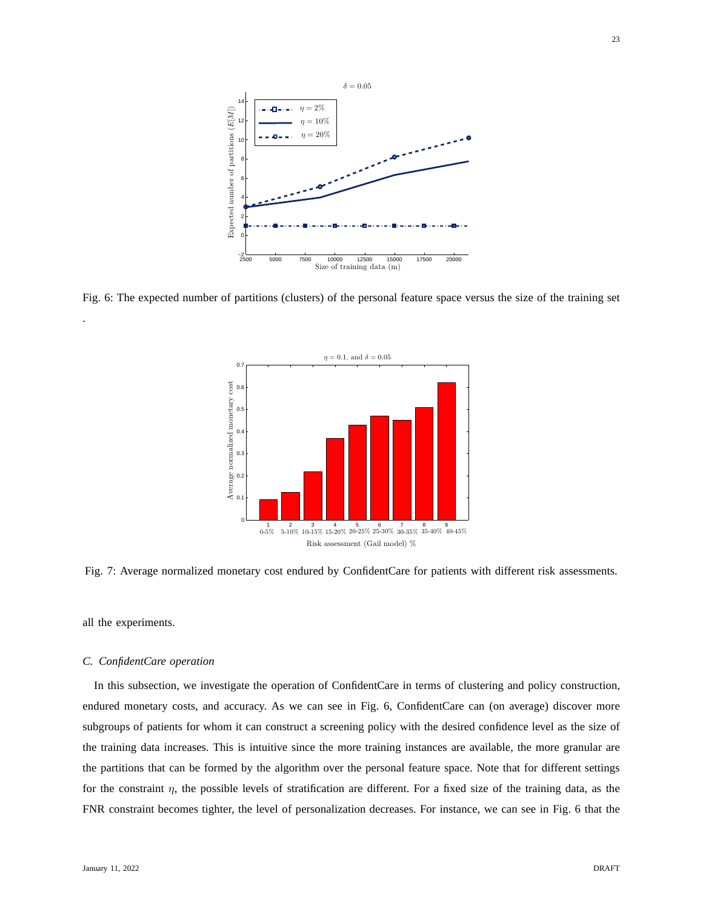Fig. 6: The expected number of partitions (clusters) of the personal feature space versus the size of the training set

.

Fig. 7: Average normalized monetary cost endured by ConfidentCare for patients with different risk assessments.

all the experiments.

### *C. ConfidentCare operation*

In this subsection, we investigate the operation of ConfidentCare in terms of clustering and policy construction, endured monetary costs, and accuracy. As we can see in Fig. 6, ConfidentCare can (on average) discover more subgroups of patients for whom it can construct a screening policy with the desired confidence level as the size of the training data increases. This is intuitive since the more training instances are available, the more granular are the partitions that can be formed by the algorithm over the personal feature space. Note that for different settings for the constraint $\eta$, the possible levels of stratification are different. For a fixed size of the training data, as the FNR constraint becomes tighter, the level of personalization decreases. For instance, we can see in Fig. 6 that the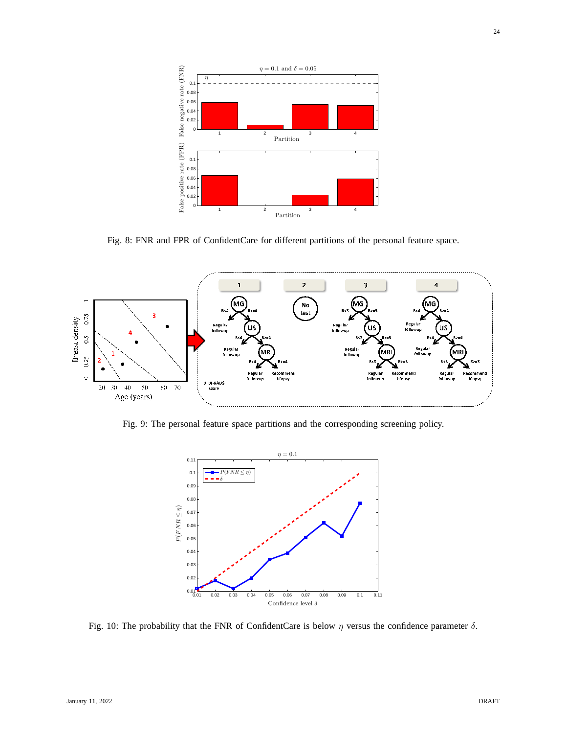Fig. 8: FNR and FPR of ConfidentCare for different partitions of the personal feature space.

Fig. 9: The personal feature space partitions and the corresponding screening policy.

Fig. 10: The probability that the FNR of ConfidentCare is below $\eta$ versus the confidence parameter $\delta$.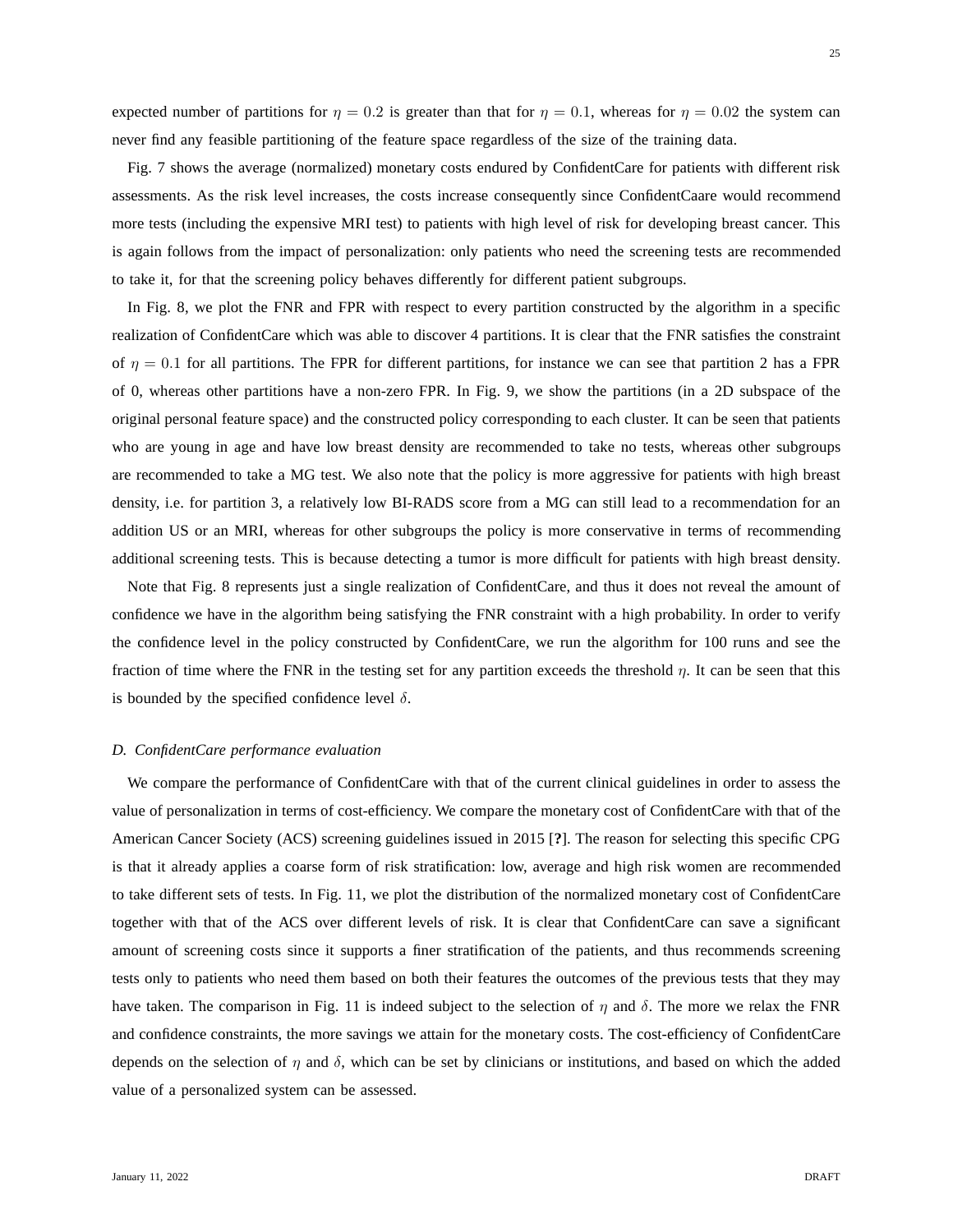expected number of partitions for $\eta = 0.2$ is greater than that for $\eta = 0.1$, whereas for $\eta = 0.02$ the system can never find any feasible partitioning of the feature space regardless of the size of the training data.

Fig. 7 shows the average (normalized) monetary costs endured by ConfidentCare for patients with different risk assessments. As the risk level increases, the costs increase consequently since ConfidentCaare would recommend more tests (including the expensive MRI test) to patients with high level of risk for developing breast cancer. This is again follows from the impact of personalization: only patients who need the screening tests are recommended to take it, for that the screening policy behaves differently for different patient subgroups.

In Fig. 8, we plot the FNR and FPR with respect to every partition constructed by the algorithm in a specific realization of ConfidentCare which was able to discover 4 partitions. It is clear that the FNR satisfies the constraint of $\eta = 0.1$ for all partitions. The FPR for different partitions, for instance we can see that partition 2 has a FPR of 0, whereas other partitions have a non-zero FPR. In Fig. 9, we show the partitions (in a 2D subspace of the original personal feature space) and the constructed policy corresponding to each cluster. It can be seen that patients who are young in age and have low breast density are recommended to take no tests, whereas other subgroups are recommended to take a MG test. We also note that the policy is more aggressive for patients with high breast density, i.e. for partition 3, a relatively low BI-RADS score from a MG can still lead to a recommendation for an addition US or an MRI, whereas for other subgroups the policy is more conservative in terms of recommending additional screening tests. This is because detecting a tumor is more difficult for patients with high breast density.

Note that Fig. 8 represents just a single realization of ConfidentCare, and thus it does not reveal the amount of confidence we have in the algorithm being satisfying the FNR constraint with a high probability. In order to verify the confidence level in the policy constructed by ConfidentCare, we run the algorithm for 100 runs and see the fraction of time where the FNR in the testing set for any partition exceeds the threshold $\eta$. It can be seen that this is bounded by the specified confidence level $\delta$.

### *D. ConfidentCare performance evaluation*

We compare the performance of ConfidentCare with that of the current clinical guidelines in order to assess the value of personalization in terms of cost-efficiency. We compare the monetary cost of ConfidentCare with that of the American Cancer Society (ACS) screening guidelines issued in 2015 [**?**]. The reason for selecting this specific CPG is that it already applies a coarse form of risk stratification: low, average and high risk women are recommended to take different sets of tests. In Fig. 11, we plot the distribution of the normalized monetary cost of ConfidentCare together with that of the ACS over different levels of risk. It is clear that ConfidentCare can save a significant amount of screening costs since it supports a finer stratification of the patients, and thus recommends screening tests only to patients who need them based on both their features the outcomes of the previous tests that they may have taken. The comparison in Fig. 11 is indeed subject to the selection of $\eta$ and $\delta$. The more we relax the FNR and confidence constraints, the more savings we attain for the monetary costs. The cost-efficiency of ConfidentCare depends on the selection of $\eta$ and $\delta$, which can be set by clinicians or institutions, and based on which the added value of a personalized system can be assessed.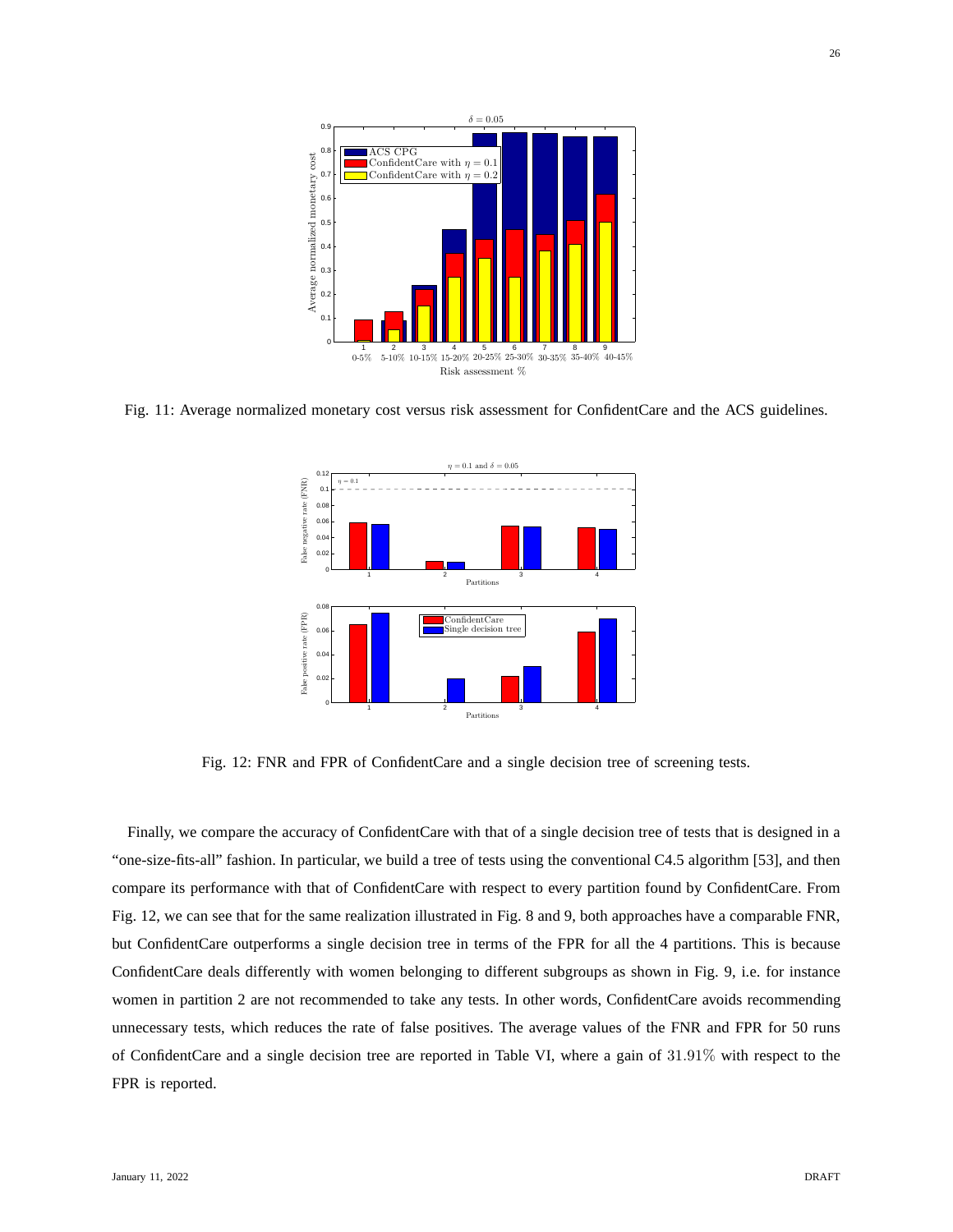Fig. 11: Average normalized monetary cost versus risk assessment for ConfidentCare and the ACS guidelines.

Fig. 12: FNR and FPR of ConfidentCare and a single decision tree of screening tests.

Finally, we compare the accuracy of ConfidentCare with that of a single decision tree of tests that is designed in a "one-size-fits-all" fashion. In particular, we build a tree of tests using the conventional C4.5 algorithm [53], and then compare its performance with that of ConfidentCare with respect to every partition found by ConfidentCare. From Fig. 12, we can see that for the same realization illustrated in Fig. 8 and 9, both approaches have a comparable FNR, but ConfidentCare outperforms a single decision tree in terms of the FPR for all the 4 partitions. This is because ConfidentCare deals differently with women belonging to different subgroups as shown in Fig. 9, i.e. for instance women in partition 2 are not recommended to take any tests. In other words, ConfidentCare avoids recommending unnecessary tests, which reduces the rate of false positives. The average values of the FNR and FPR for 50 runs of ConfidentCare and a single decision tree are reported in Table VI, where a gain of $31.91\%$ with respect to the FPR is reported.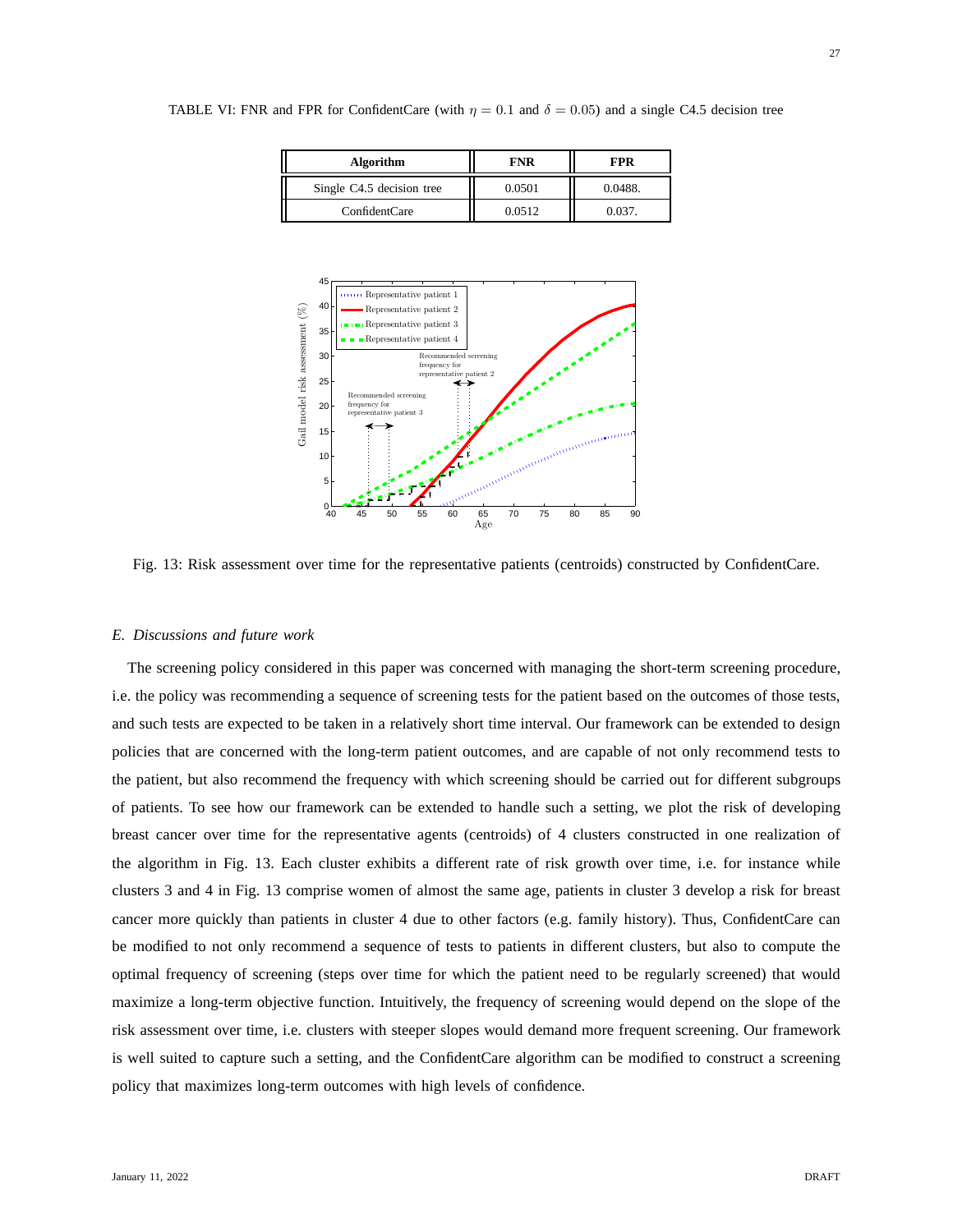TABLE VI: FNR and FPR for ConfidentCare (with $\eta = 0.1$ and $\delta = 0.05$) and a single C4.5 decision tree

| Algorithm | FNR | FPR |
| --- | --- | --- |
| Single C4.5 decision tree | 0.0501 | 0.0488. |
| ConfidentCare | 0.0512 | 0.037. |

Fig. 13: Risk assessment over time for the representative patients (centroids) constructed by ConfidentCare.

### *E. Discussions and future work*

The screening policy considered in this paper was concerned with managing the short-term screening procedure, i.e. the policy was recommending a sequence of screening tests for the patient based on the outcomes of those tests, and such tests are expected to be taken in a relatively short time interval. Our framework can be extended to design policies that are concerned with the long-term patient outcomes, and are capable of not only recommend tests to the patient, but also recommend the frequency with which screening should be carried out for different subgroups of patients. To see how our framework can be extended to handle such a setting, we plot the risk of developing breast cancer over time for the representative agents (centroids) of 4 clusters constructed in one realization of the algorithm in Fig. 13. Each cluster exhibits a different rate of risk growth over time, i.e. for instance while clusters 3 and 4 in Fig. 13 comprise women of almost the same age, patients in cluster 3 develop a risk for breast cancer more quickly than patients in cluster 4 due to other factors (e.g. family history). Thus, ConfidentCare can be modified to not only recommend a sequence of tests to patients in different clusters, but also to compute the optimal frequency of screening (steps over time for which the patient need to be regularly screened) that would maximize a long-term objective function. Intuitively, the frequency of screening would depend on the slope of the risk assessment over time, i.e. clusters with steeper slopes would demand more frequent screening. Our framework is well suited to capture such a setting, and the ConfidentCare algorithm can be modified to construct a screening policy that maximizes long-term outcomes with high levels of confidence.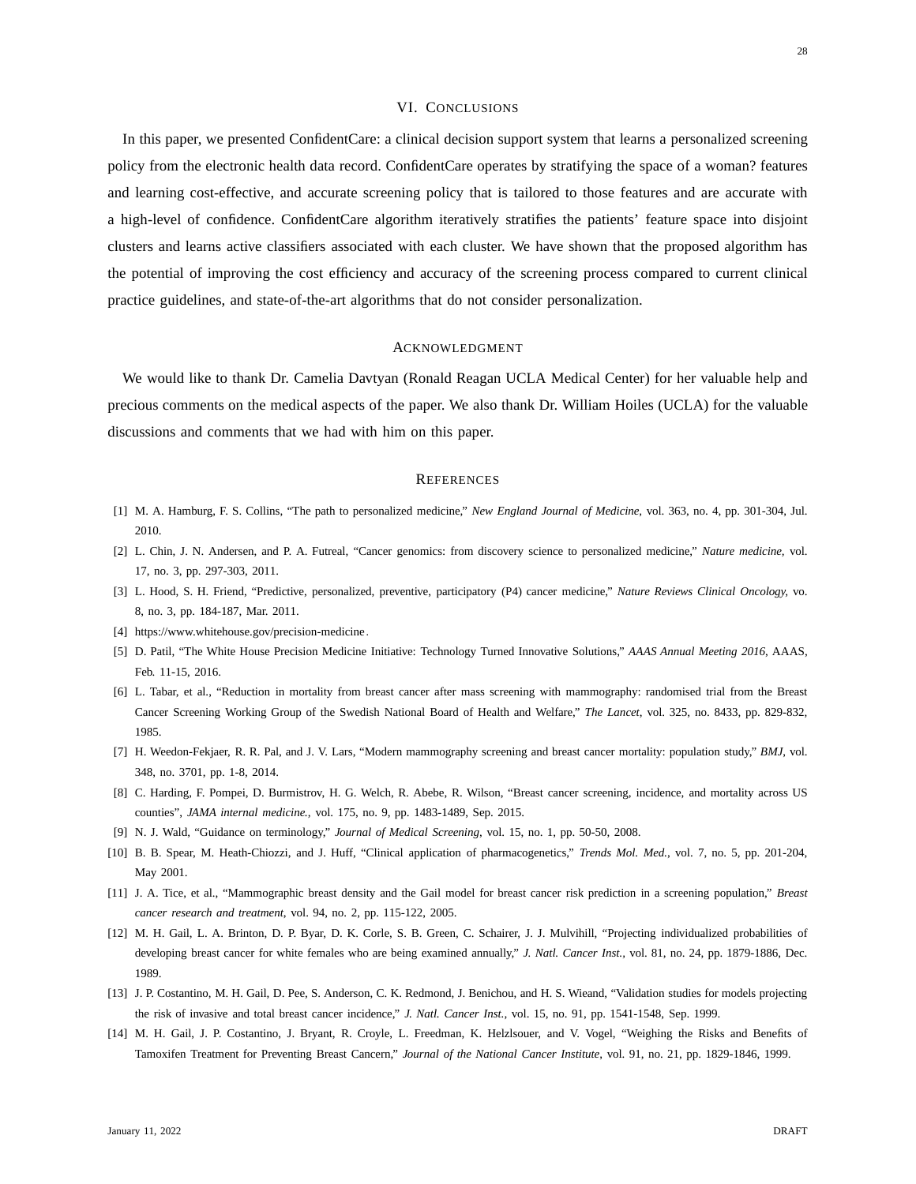## VI. Conclusions

In this paper, we presented ConfidentCare: a clinical decision support system that learns a personalized screening policy from the electronic health data record. ConfidentCare operates by stratifying the space of a woman? features and learning cost-effective, and accurate screening policy that is tailored to those features and are accurate with a high-level of confidence. ConfidentCare algorithm iteratively stratifies the patients' feature space into disjoint clusters and learns active classifiers associated with each cluster. We have shown that the proposed algorithm has the potential of improving the cost efficiency and accuracy of the screening process compared to current clinical practice guidelines, and state-of-the-art algorithms that do not consider personalization.

## Acknowledgment

We would like to thank Dr. Camelia Davtyan (Ronald Reagan UCLA Medical Center) for her valuable help and precious comments on the medical aspects of the paper. We also thank Dr. William Hoiles (UCLA) for the valuable discussions and comments that we had with him on this paper.

## References

[1] M. A. Hamburg, F. S. Collins, "The path to personalized medicine," *New England Journal of Medicine*, vol. 363, no. 4, pp. 301-304, Jul. 2010.

[2] L. Chin, J. N. Andersen, and P. A. Futreal, "Cancer genomics: from discovery science to personalized medicine," *Nature medicine*, vol. 17, no. 3, pp. 297-303, 2011.

[3] L. Hood, S. H. Friend, "Predictive, personalized, preventive, participatory (P4) cancer medicine," *Nature Reviews Clinical Oncology*, vo. 8, no. 3, pp. 184-187, Mar. 2011.

[4] https://www.whitehouse.gov/precision-medicine.

[5] D. Patil, "The White House Precision Medicine Initiative: Technology Turned Innovative Solutions," *AAAS Annual Meeting 2016*, AAAS, Feb. 11-15, 2016.

[6] L. Tabar, et al., "Reduction in mortality from breast cancer after mass screening with mammography: randomised trial from the Breast Cancer Screening Working Group of the Swedish National Board of Health and Welfare," *The Lancet*, vol. 325, no. 8433, pp. 829-832, 1985.

[7] H. Weedon-Fekjaer, R. R. Pal, and J. V. Lars, "Modern mammography screening and breast cancer mortality: population study," *BMJ*, vol. 348, no. 3701, pp. 1-8, 2014.

[8] C. Harding, F. Pompei, D. Burmistrov, H. G. Welch, R. Abebe, R. Wilson, "Breast cancer screening, incidence, and mortality across US counties", *JAMA internal medicine.*, vol. 175, no. 9, pp. 1483-1489, Sep. 2015.

[9] N. J. Wald, "Guidance on terminology," *Journal of Medical Screening*, vol. 15, no. 1, pp. 50-50, 2008.

[10] B. B. Spear, M. Heath-Chiozzi, and J. Huff, "Clinical application of pharmacogenetics," *Trends Mol. Med.*, vol. 7, no. 5, pp. 201-204, May 2001.

[11] J. A. Tice, et al., "Mammographic breast density and the Gail model for breast cancer risk prediction in a screening population," *Breast cancer research and treatment*, vol. 94, no. 2, pp. 115-122, 2005.

[12] M. H. Gail, L. A. Brinton, D. P. Byar, D. K. Corle, S. B. Green, C. Schairer, J. J. Mulvihill, "Projecting individualized probabilities of developing breast cancer for white females who are being examined annually," *J. Natl. Cancer Inst.*, vol. 81, no. 24, pp. 1879-1886, Dec. 1989.

[13] J. P. Costantino, M. H. Gail, D. Pee, S. Anderson, C. K. Redmond, J. Benichou, and H. S. Wieand, "Validation studies for models projecting the risk of invasive and total breast cancer incidence," *J. Natl. Cancer Inst.*, vol. 15, no. 91, pp. 1541-1548, Sep. 1999.

[14] M. H. Gail, J. P. Costantino, J. Bryant, R. Croyle, L. Freedman, K. Helzlsouer, and V. Vogel, "Weighing the Risks and Benefits of Tamoxifen Treatment for Preventing Breast Cancern," *Journal of the National Cancer Institute*, vol. 91, no. 21, pp. 1829-1846, 1999.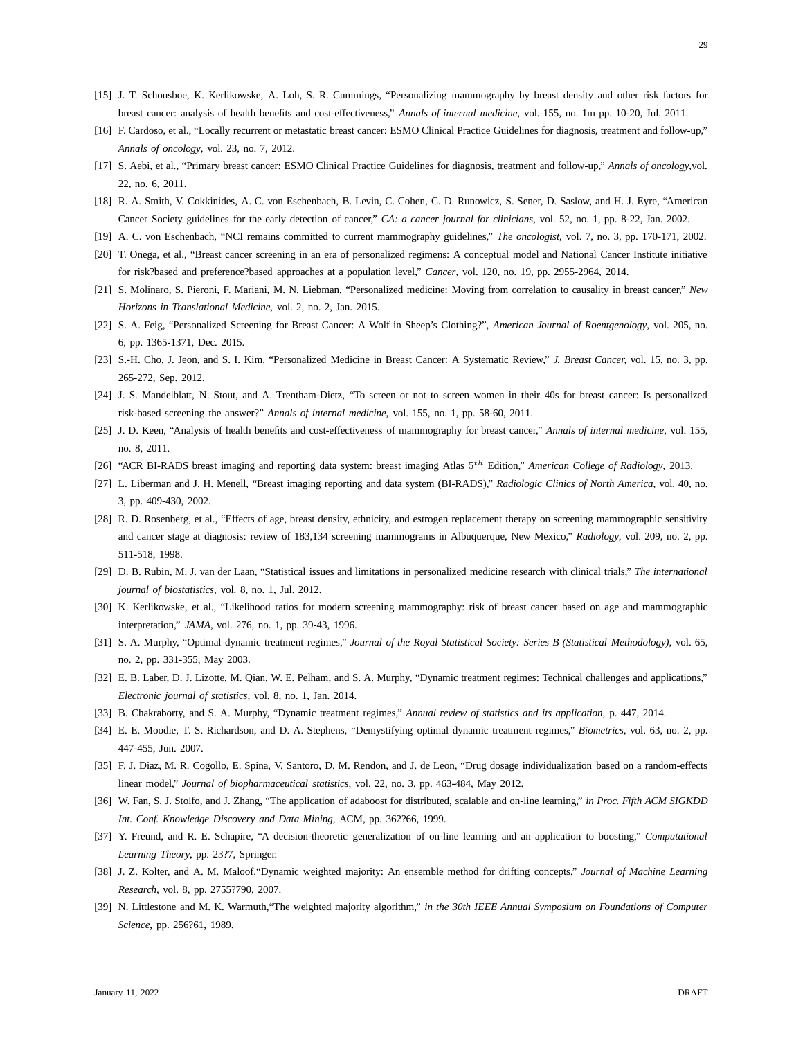[15] J. T. Schousboe, K. Kerlikowske, A. Loh, S. R. Cummings, "Personalizing mammography by breast density and other risk factors for breast cancer: analysis of health benefits and cost-effectiveness," *Annals of internal medicine*, vol. 155, no. 1m pp. 10-20, Jul. 2011.

[16] F. Cardoso, et al., "Locally recurrent or metastatic breast cancer: ESMO Clinical Practice Guidelines for diagnosis, treatment and follow-up," *Annals of oncology*, vol. 23, no. 7, 2012.

[17] S. Aebi, et al., "Primary breast cancer: ESMO Clinical Practice Guidelines for diagnosis, treatment and follow-up," *Annals of oncology*,vol. 22, no. 6, 2011.

[18] R. A. Smith, V. Cokkinides, A. C. von Eschenbach, B. Levin, C. Cohen, C. D. Runowicz, S. Sener, D. Saslow, and H. J. Eyre, "American Cancer Society guidelines for the early detection of cancer," *CA: a cancer journal for clinicians*, vol. 52, no. 1, pp. 8-22, Jan. 2002.

[19] A. C. von Eschenbach, "NCI remains committed to current mammography guidelines," *The oncologist*, vol. 7, no. 3, pp. 170-171, 2002.

[20] T. Onega, et al., "Breast cancer screening in an era of personalized regimens: A conceptual model and National Cancer Institute initiative for risk?based and preference?based approaches at a population level," *Cancer*, vol. 120, no. 19, pp. 2955-2964, 2014.

[21] S. Molinaro, S. Pieroni, F. Mariani, M. N. Liebman, "Personalized medicine: Moving from correlation to causality in breast cancer," *New Horizons in Translational Medicine*, vol. 2, no. 2, Jan. 2015.

[22] S. A. Feig, "Personalized Screening for Breast Cancer: A Wolf in Sheep's Clothing?", *American Journal of Roentgenology*, vol. 205, no. 6, pp. 1365-1371, Dec. 2015.

[23] S.-H. Cho, J. Jeon, and S. I. Kim, "Personalized Medicine in Breast Cancer: A Systematic Review," *J. Breast Cancer*, vol. 15, no. 3, pp. 265-272, Sep. 2012.

[24] J. S. Mandelblatt, N. Stout, and A. Trentham-Dietz, "To screen or not to screen women in their 40s for breast cancer: Is personalized risk-based screening the answer?" *Annals of internal medicine*, vol. 155, no. 1, pp. 58-60, 2011.

[25] J. D. Keen, "Analysis of health benefits and cost-effectiveness of mammography for breast cancer," *Annals of internal medicine*, vol. 155, no. 8, 2011.

[26] "ACR BI-RADS breast imaging and reporting data system: breast imaging Atlas $5^{th}$ Edition," *American College of Radiology*, 2013.

[27] L. Liberman and J. H. Menell, "Breast imaging reporting and data system (BI-RADS)," *Radiologic Clinics of North America*, vol. 40, no. 3, pp. 409-430, 2002.

[28] R. D. Rosenberg, et al., "Effects of age, breast density, ethnicity, and estrogen replacement therapy on screening mammographic sensitivity and cancer stage at diagnosis: review of 183,134 screening mammograms in Albuquerque, New Mexico," *Radiology*, vol. 209, no. 2, pp. 511-518, 1998.

[29] D. B. Rubin, M. J. van der Laan, "Statistical issues and limitations in personalized medicine research with clinical trials," *The international journal of biostatistics*, vol. 8, no. 1, Jul. 2012.

[30] K. Kerlikowske, et al., "Likelihood ratios for modern screening mammography: risk of breast cancer based on age and mammographic interpretation," *JAMA*, vol. 276, no. 1, pp. 39-43, 1996.

[31] S. A. Murphy, "Optimal dynamic treatment regimes," *Journal of the Royal Statistical Society: Series B (Statistical Methodology)*, vol. 65, no. 2, pp. 331-355, May 2003.

[32] E. B. Laber, D. J. Lizotte, M. Qian, W. E. Pelham, and S. A. Murphy, "Dynamic treatment regimes: Technical challenges and applications," *Electronic journal of statistics*, vol. 8, no. 1, Jan. 2014.

[33] B. Chakraborty, and S. A. Murphy, "Dynamic treatment regimes," *Annual review of statistics and its application*, p. 447, 2014.

[34] E. E. Moodie, T. S. Richardson, and D. A. Stephens, "Demystifying optimal dynamic treatment regimes," *Biometrics*, vol. 63, no. 2, pp. 447-455, Jun. 2007.

[35] F. J. Diaz, M. R. Cogollo, E. Spina, V. Santoro, D. M. Rendon, and J. de Leon, "Drug dosage individualization based on a random-effects linear model," *Journal of biopharmaceutical statistics*, vol. 22, no. 3, pp. 463-484, May 2012.

[36] W. Fan, S. J. Stolfo, and J. Zhang, "The application of adaboost for distributed, scalable and on-line learning," *in Proc. Fifth ACM SIGKDD Int. Conf. Knowledge Discovery and Data Mining*, ACM, pp. 362?66, 1999.

[37] Y. Freund, and R. E. Schapire, "A decision-theoretic generalization of on-line learning and an application to boosting," *Computational Learning Theory*, pp. 23?7, Springer.

[38] J. Z. Kolter, and A. M. Maloof,"Dynamic weighted majority: An ensemble method for drifting concepts," *Journal of Machine Learning Research*, vol. 8, pp. 2755?790, 2007.

[39] N. Littlestone and M. K. Warmuth,"The weighted majority algorithm," *in the 30th IEEE Annual Symposium on Foundations of Computer Science*, pp. 256?61, 1989.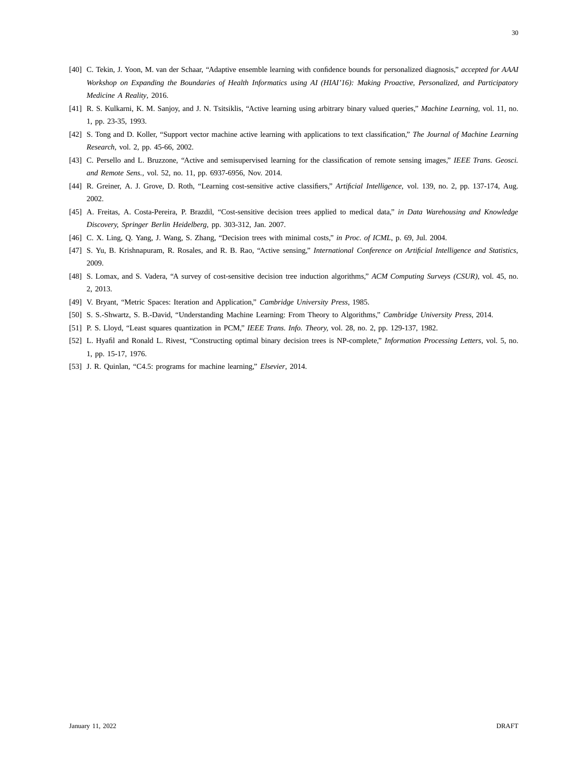[40] C. Tekin, J. Yoon, M. van der Schaar, "Adaptive ensemble learning with confidence bounds for personalized diagnosis," *accepted for AAAI Workshop on Expanding the Boundaries of Health Informatics using AI (HIAI'16): Making Proactive, Personalized, and Participatory Medicine A Reality*, 2016.

[41] R. S. Kulkarni, K. M. Sanjoy, and J. N. Tsitsiklis, "Active learning using arbitrary binary valued queries," *Machine Learning*, vol. 11, no. 1, pp. 23-35, 1993.

[42] S. Tong and D. Koller, "Support vector machine active learning with applications to text classification," *The Journal of Machine Learning Research*, vol. 2, pp. 45-66, 2002.

[43] C. Persello and L. Bruzzone, "Active and semisupervised learning for the classification of remote sensing images," *IEEE Trans. Geosci. and Remote Sens.*, vol. 52, no. 11, pp. 6937-6956, Nov. 2014.

[44] R. Greiner, A. J. Grove, D. Roth, "Learning cost-sensitive active classifiers," *Artificial Intelligence*, vol. 139, no. 2, pp. 137-174, Aug. 2002.

[45] A. Freitas, A. Costa-Pereira, P. Brazdil, "Cost-sensitive decision trees applied to medical data," *in Data Warehousing and Knowledge Discovery, Springer Berlin Heidelberg*, pp. 303-312, Jan. 2007.

[46] C. X. Ling, Q. Yang, J. Wang, S. Zhang, "Decision trees with minimal costs," *in Proc. of ICML*, p. 69, Jul. 2004.

[47] S. Yu, B. Krishnapuram, R. Rosales, and R. B. Rao, "Active sensing," *International Conference on Artificial Intelligence and Statistics*, 2009.

[48] S. Lomax, and S. Vadera, "A survey of cost-sensitive decision tree induction algorithms," *ACM Computing Surveys (CSUR)*, vol. 45, no. 2, 2013.

[49] V. Bryant, "Metric Spaces: Iteration and Application," *Cambridge University Press*, 1985.

[50] S. S.-Shwartz, S. B.-David, "Understanding Machine Learning: From Theory to Algorithms," *Cambridge University Press*, 2014.

[51] P. S. Lloyd, "Least squares quantization in PCM," *IEEE Trans. Info. Theory*, vol. 28, no. 2, pp. 129-137, 1982.

[52] L. Hyafil and Ronald L. Rivest, "Constructing optimal binary decision trees is NP-complete," *Information Processing Letters*, vol. 5, no. 1, pp. 15-17, 1976.

[53] J. R. Quinlan, "C4.5: programs for machine learning," *Elsevier*, 2014.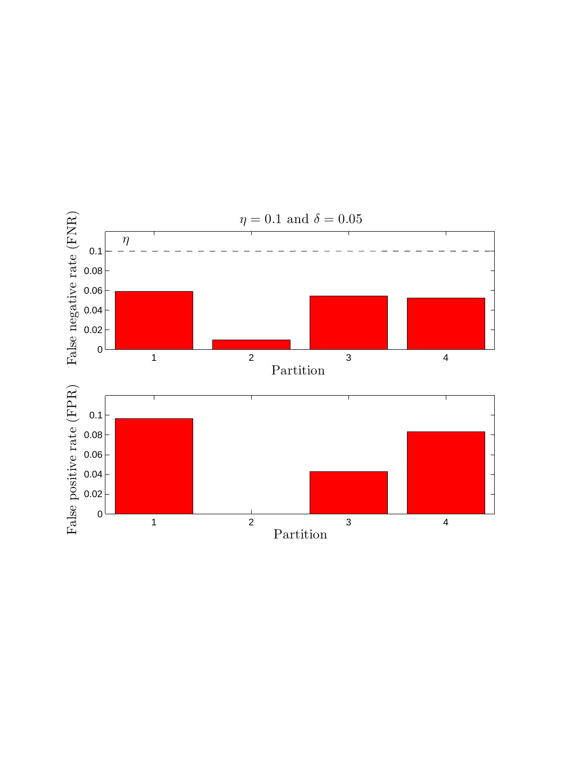$\eta = 0.1$ and $\delta = 0.05$

False negative rate (FNR)

$\eta$

0.1
0.08
0.06
0.04
0.02
0

1 2 3 4

Partition

False positive rate (FPR)

0.1
0.08
0.06
0.04
0.02
0

1 2 3 4

Partition